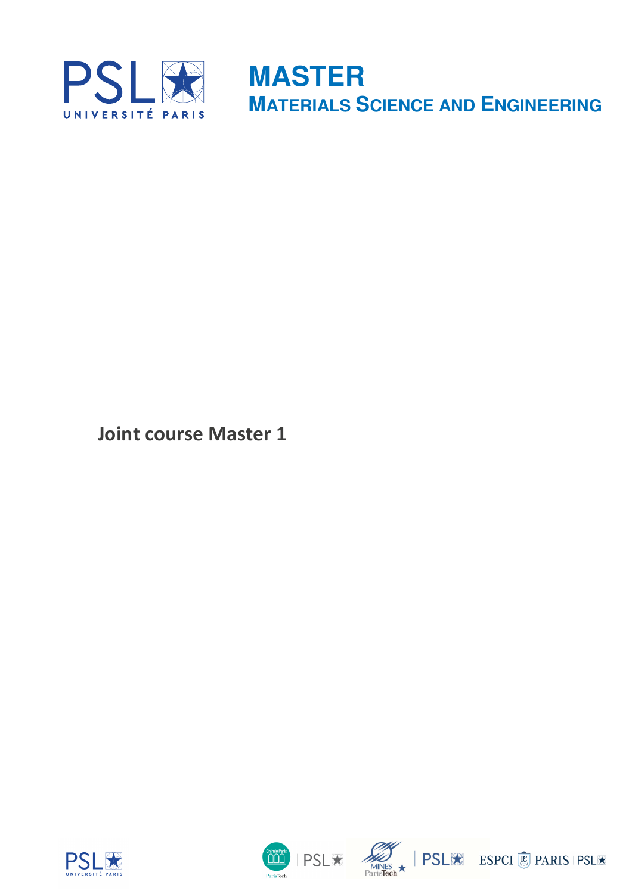# MASTER

## MATERIALS SCIENCE AND ENGINEERING

**Joint course Master 1**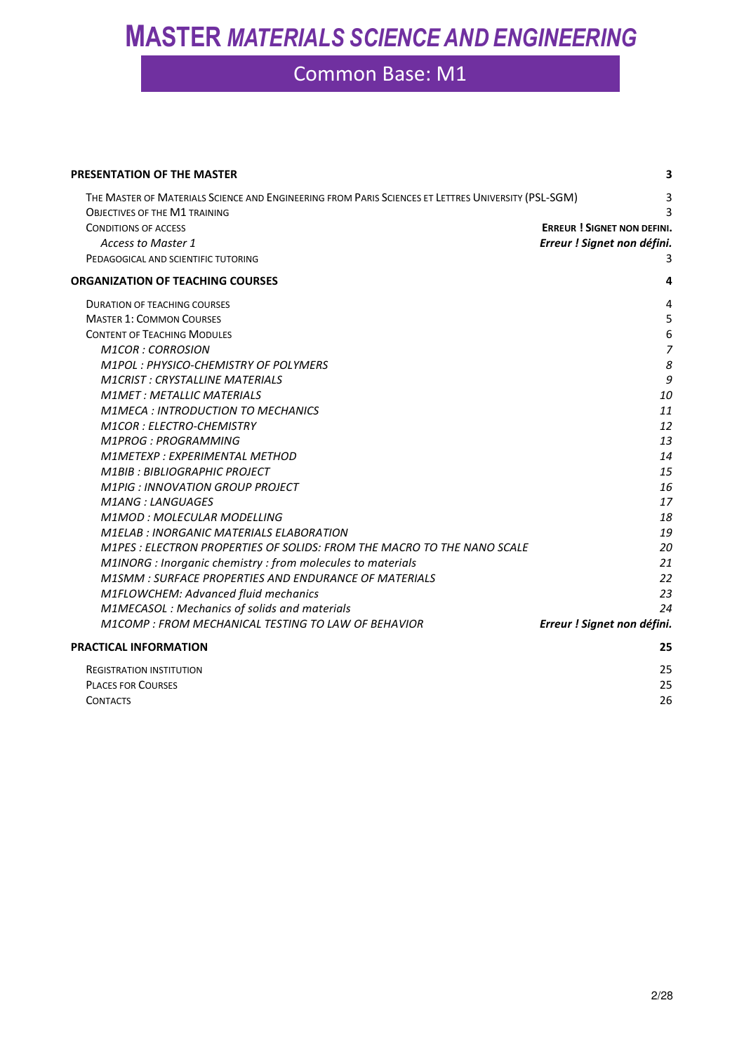# MASTER *MATERIALS SCIENCE AND ENGINEERING*

## Common Base: M1

**PRESENTATION OF THE MASTER** **3**

- THE MASTER OF MATERIALS SCIENCE AND ENGINEERING FROM PARIS SCIENCES ET LETTRES UNIVERSITY (PSL-SGM) 3
- OBJECTIVES OF THE M1 TRAINING 3
- CONDITIONS OF ACCESS **ERREUR ! SIGNET NON DEFINI.**
  - *Access to Master 1* ***Erreur ! Signet non défini.***
- PEDAGOGICAL AND SCIENTIFIC TUTORING 3

**ORGANIZATION OF TEACHING COURSES** **4**

- DURATION OF TEACHING COURSES 4
- MASTER 1: COMMON COURSES 5
- CONTENT OF TEACHING MODULES 6
  - *M1COR : CORROSION 7*
  - *M1POL : PHYSICO-CHEMISTRY OF POLYMERS 8*
  - *M1CRIST : CRYSTALLINE MATERIALS 9*
  - *M1MET : METALLIC MATERIALS 10*
  - *M1MECA : INTRODUCTION TO MECHANICS 11*
  - *M1COR : ELECTRO-CHEMISTRY 12*
  - *M1PROG : PROGRAMMING 13*
  - *M1METEXP : EXPERIMENTAL METHOD 14*
  - *M1BIB : BIBLIOGRAPHIC PROJECT 15*
  - *M1PIG : INNOVATION GROUP PROJECT 16*
  - *M1ANG : LANGUAGES 17*
  - *M1MOD : MOLECULAR MODELLING 18*
  - *M1ELAB : INORGANIC MATERIALS ELABORATION 19*
  - *M1PES : ELECTRON PROPERTIES OF SOLIDS: FROM THE MACRO TO THE NANO SCALE 20*
  - *M1INORG : Inorganic chemistry : from molecules to materials 21*
  - *M1SMM : SURFACE PROPERTIES AND ENDURANCE OF MATERIALS 22*
  - *M1FLOWCHEM: Advanced fluid mechanics 23*
  - *M1MECASOL : Mechanics of solids and materials 24*
  - *M1COMP : FROM MECHANICAL TESTING TO LAW OF BEHAVIOR* ***Erreur ! Signet non défini.***

**PRACTICAL INFORMATION** **25**

- REGISTRATION INSTITUTION 25
- PLACES FOR COURSES 25
- CONTACTS 26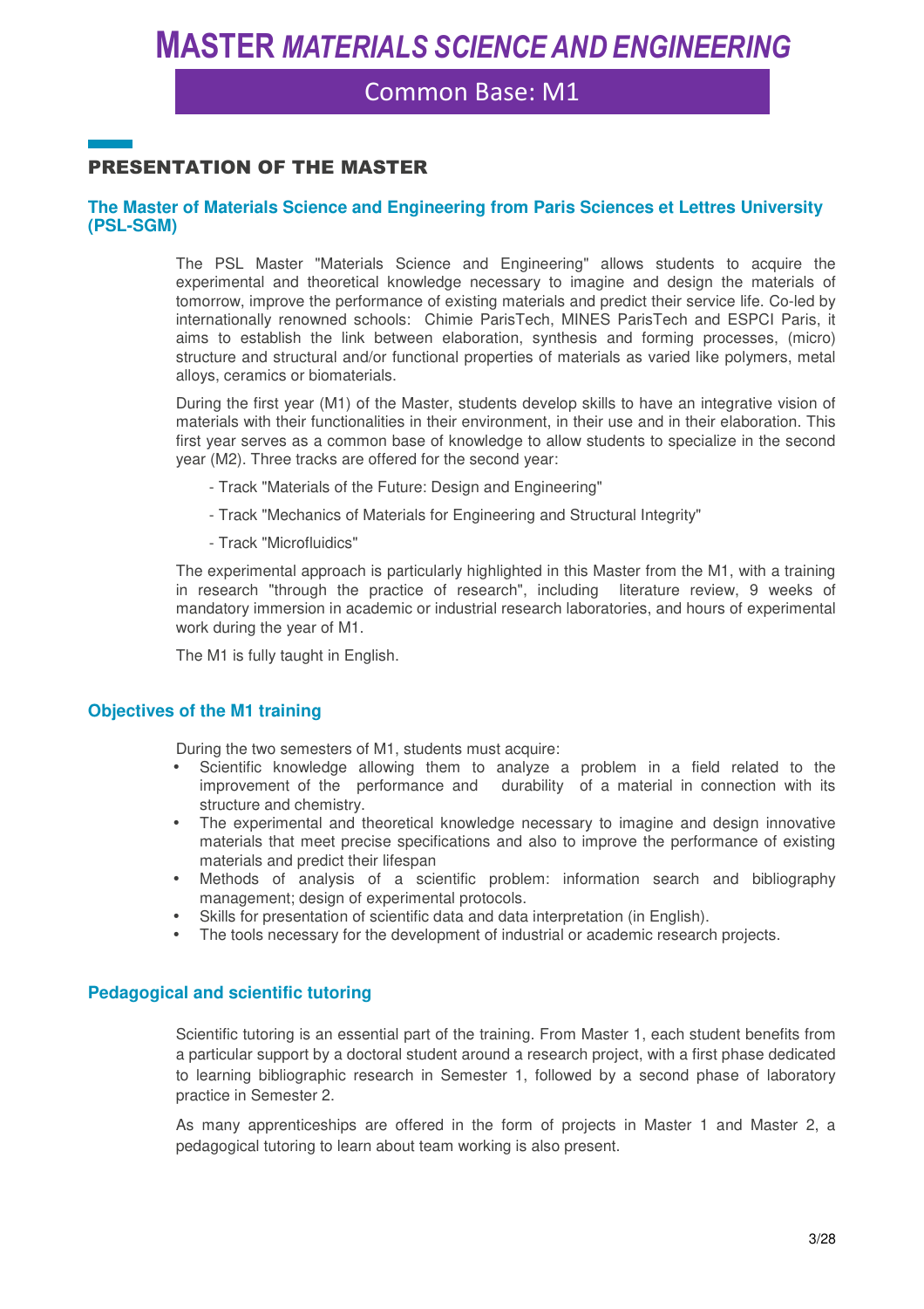# MASTER *MATERIALS SCIENCE AND ENGINEERING*

## Common Base: M1

## PRESENTATION OF THE MASTER

### The Master of Materials Science and Engineering from Paris Sciences et Lettres University (PSL-SGM)

The PSL Master "Materials Science and Engineering" allows students to acquire the experimental and theoretical knowledge necessary to imagine and design the materials of tomorrow, improve the performance of existing materials and predict their service life. Co-led by internationally renowned schools: Chimie ParisTech, MINES ParisTech and ESPCI Paris, it aims to establish the link between elaboration, synthesis and forming processes, (micro) structure and structural and/or functional properties of materials as varied like polymers, metal alloys, ceramics or biomaterials.

During the first year (M1) of the Master, students develop skills to have an integrative vision of materials with their functionalities in their environment, in their use and in their elaboration. This first year serves as a common base of knowledge to allow students to specialize in the second year (M2). Three tracks are offered for the second year:

- Track "Materials of the Future: Design and Engineering"
- Track "Mechanics of Materials for Engineering and Structural Integrity"
- Track "Microfluidics"

The experimental approach is particularly highlighted in this Master from the M1, with a training in research "through the practice of research", including literature review, 9 weeks of mandatory immersion in academic or industrial research laboratories, and hours of experimental work during the year of M1.

The M1 is fully taught in English.

### Objectives of the M1 training

During the two semesters of M1, students must acquire:

- Scientific knowledge allowing them to analyze a problem in a field related to the improvement of the performance and durability of a material in connection with its structure and chemistry.
- The experimental and theoretical knowledge necessary to imagine and design innovative materials that meet precise specifications and also to improve the performance of existing materials and predict their lifespan
- Methods of analysis of a scientific problem: information search and bibliography management; design of experimental protocols.
- Skills for presentation of scientific data and data interpretation (in English).
- The tools necessary for the development of industrial or academic research projects.

### Pedagogical and scientific tutoring

Scientific tutoring is an essential part of the training. From Master 1, each student benefits from a particular support by a doctoral student around a research project, with a first phase dedicated to learning bibliographic research in Semester 1, followed by a second phase of laboratory practice in Semester 2.

As many apprenticeships are offered in the form of projects in Master 1 and Master 2, a pedagogical tutoring to learn about team working is also present.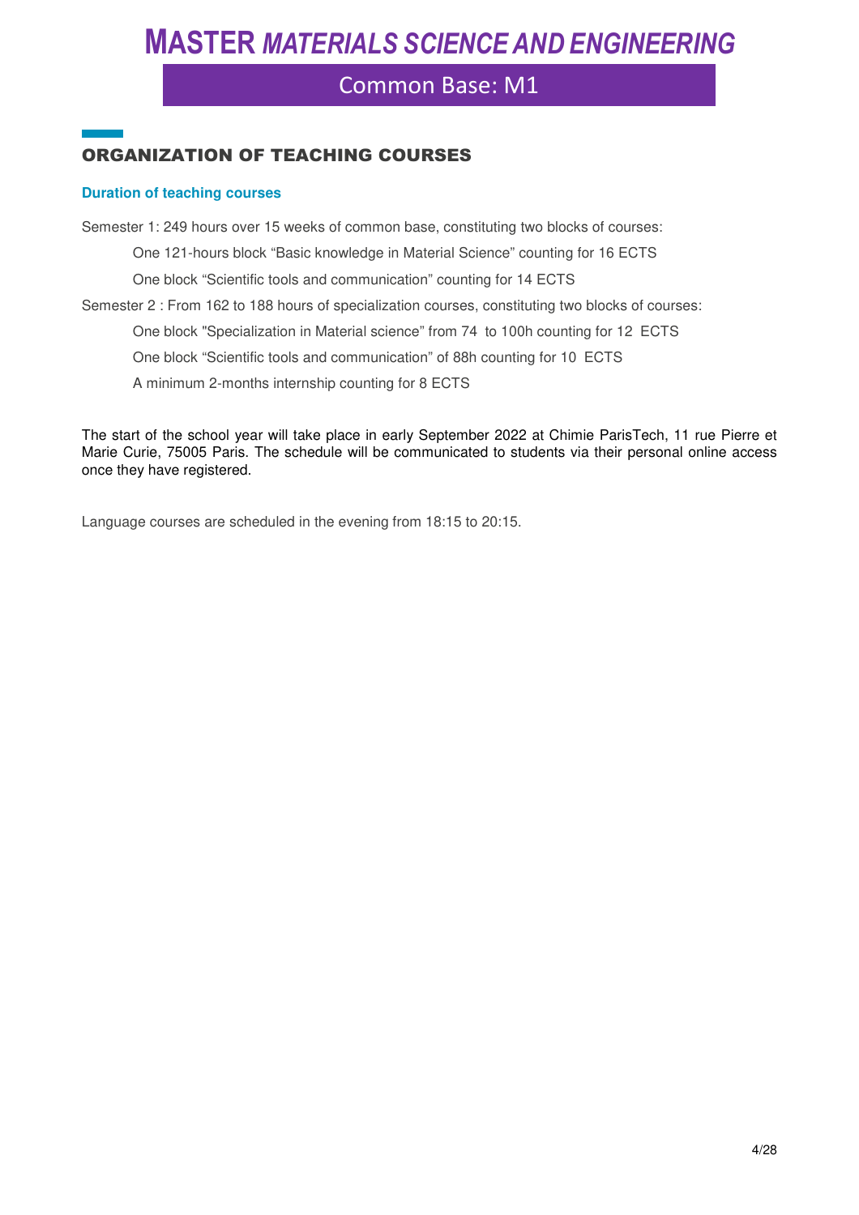# MASTER *MATERIALS SCIENCE AND ENGINEERING*

## Common Base: M1

## ORGANIZATION OF TEACHING COURSES

### Duration of teaching courses

Semester 1: 249 hours over 15 weeks of common base, constituting two blocks of courses:

- One 121-hours block "Basic knowledge in Material Science" counting for 16 ECTS
- One block "Scientific tools and communication" counting for 14 ECTS

Semester 2 : From 162 to 188 hours of specialization courses, constituting two blocks of courses:

- One block "Specialization in Material science" from 74 to 100h counting for 12 ECTS
- One block "Scientific tools and communication" of 88h counting for 10 ECTS
- A minimum 2-months internship counting for 8 ECTS

The start of the school year will take place in early September 2022 at Chimie ParisTech, 11 rue Pierre et Marie Curie, 75005 Paris. The schedule will be communicated to students via their personal online access once they have registered.

Language courses are scheduled in the evening from 18:15 to 20:15.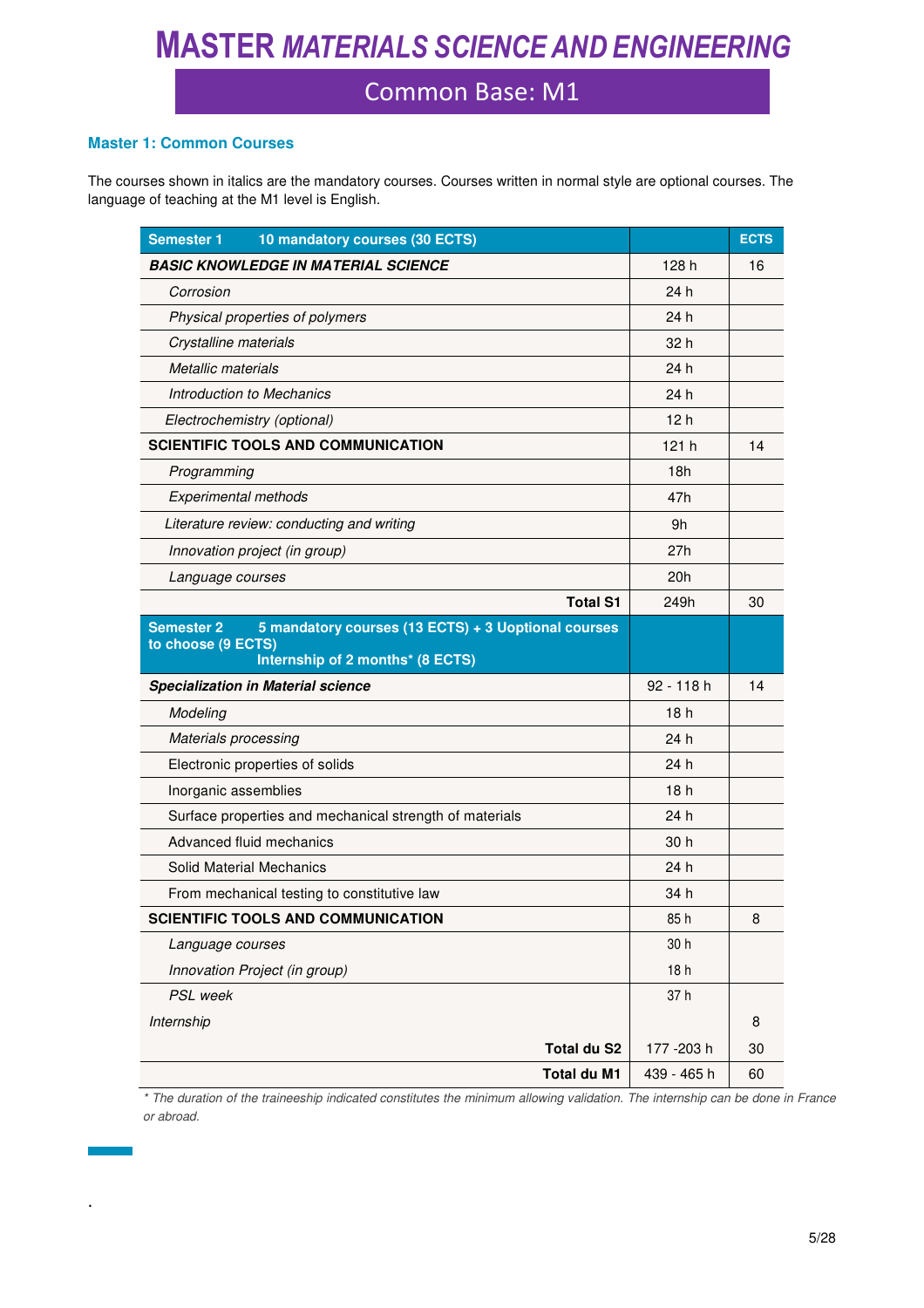# MASTER *MATERIALS SCIENCE AND ENGINEERING*

## Common Base: M1

### Master 1: Common Courses

The courses shown in italics are the mandatory courses. Courses written in normal style are optional courses. The language of teaching at the M1 level is English.

| **Semester 1 — 10 mandatory courses (30 ECTS)** | | **ECTS** |
|---|---|---|
| ***BASIC KNOWLEDGE IN MATERIAL SCIENCE*** | 128 h | 16 |
| *Corrosion* | 24 h | |
| *Physical properties of polymers* | 24 h | |
| *Crystalline materials* | 32 h | |
| *Metallic materials* | 24 h | |
| *Introduction to Mechanics* | 24 h | |
| *Electrochemistry (optional)* | 12 h | |
| **SCIENTIFIC TOOLS AND COMMUNICATION** | 121 h | 14 |
| *Programming* | 18h | |
| *Experimental methods* | 47h | |
| *Literature review: conducting and writing* | 9h | |
| *Innovation project (in group)* | 27h | |
| *Language courses* | 20h | |
| **Total S1** | 249h | 30 |
| **Semester 2 — 5 mandatory courses (13 ECTS) + 3 Uoptional courses to choose (9 ECTS) — Internship of 2 months\* (8 ECTS)** | | |
| ***Specialization in Material science*** | 92 - 118 h | 14 |
| *Modeling* | 18 h | |
| *Materials processing* | 24 h | |
| Electronic properties of solids | 24 h | |
| Inorganic assemblies | 18 h | |
| Surface properties and mechanical strength of materials | 24 h | |
| Advanced fluid mechanics | 30 h | |
| Solid Material Mechanics | 24 h | |
| From mechanical testing to constitutive law | 34 h | |
| **SCIENTIFIC TOOLS AND COMMUNICATION** | 85 h | 8 |
| *Language courses* | 30 h | |
| *Innovation Project (in group)* | 18 h | |
| *PSL week* | 37 h | |
| *Internship* | | 8 |
| **Total du S2** | 177 -203 h | 30 |
| **Total du M1** | 439 - 465 h | 60 |

*\* The duration of the traineeship indicated constitutes the minimum allowing validation. The internship can be done in France or abroad.*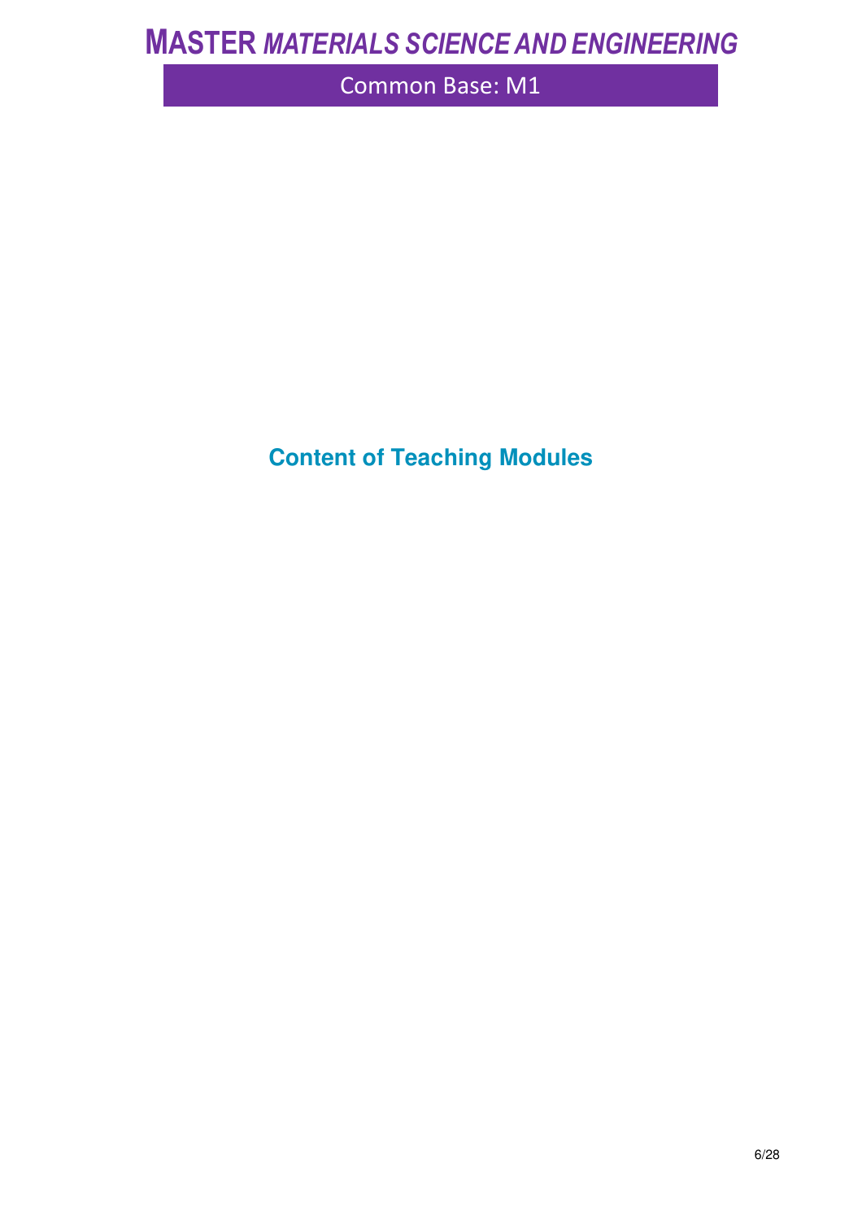# Content of Teaching Modules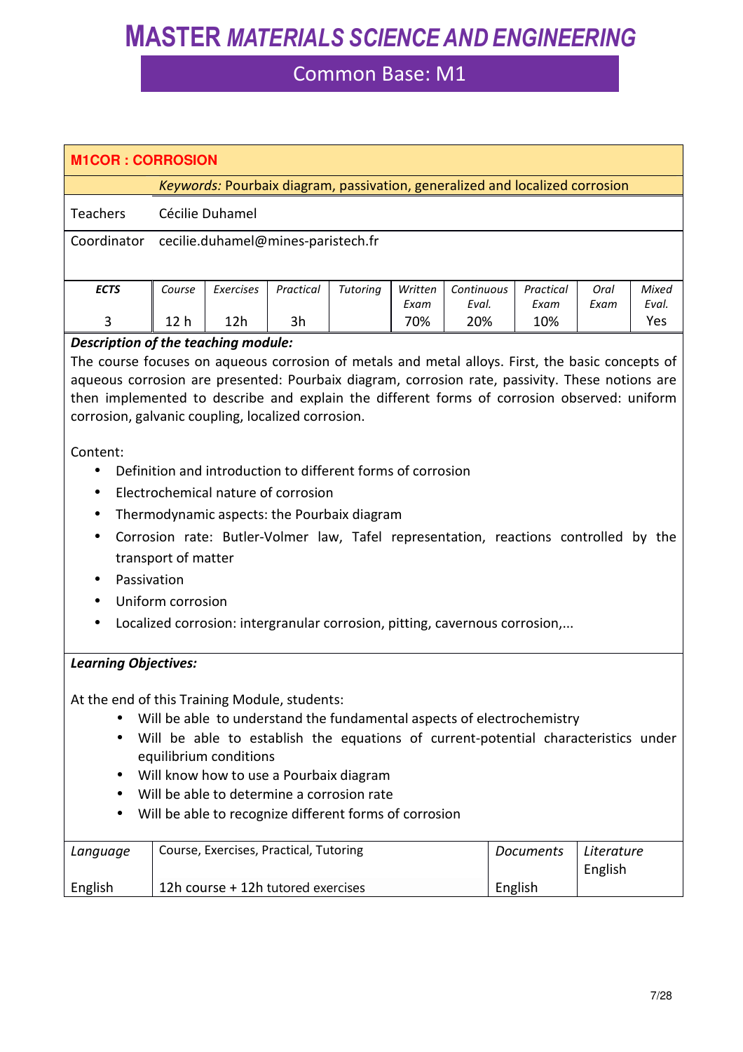# MASTER *MATERIALS SCIENCE AND ENGINEERING*

## Common Base: M1

| **M1COR : CORROSION** | | | | | | | | | |
|---|---|---|---|---|---|---|---|---|---|
| | *Keywords:* Pourbaix diagram, passivation, generalized and localized corrosion | | | | | | | | |
| Teachers | Cécilie Duhamel | | | | | | | | |
| Coordinator | cecilie.duhamel@mines-paristech.fr | | | | | | | | |

| *ECTS* | *Course* | *Exercises* | *Practical* | *Tutoring* | *Written Exam* | *Continuous Eval.* | *Practical Exam* | *Oral Exam* | *Mixed Eval.* |
|---|---|---|---|---|---|---|---|---|---|
| 3 | 12 h | 12h | 3h | | 70% | 20% | 10% | | Yes |

***Description of the teaching module:***

The course focuses on aqueous corrosion of metals and metal alloys. First, the basic concepts of aqueous corrosion are presented: Pourbaix diagram, corrosion rate, passivity. These notions are then implemented to describe and explain the different forms of corrosion observed: uniform corrosion, galvanic coupling, localized corrosion.

Content:

- Definition and introduction to different forms of corrosion
- Electrochemical nature of corrosion
- Thermodynamic aspects: the Pourbaix diagram
- Corrosion rate: Butler-Volmer law, Tafel representation, reactions controlled by the transport of matter
- Passivation
- Uniform corrosion
- Localized corrosion: intergranular corrosion, pitting, cavernous corrosion,...

***Learning Objectives:***

At the end of this Training Module, students:

- Will be able to understand the fundamental aspects of electrochemistry
- Will be able to establish the equations of current-potential characteristics under equilibrium conditions
- Will know how to use a Pourbaix diagram
- Will be able to determine a corrosion rate
- Will be able to recognize different forms of corrosion

| *Language* | Course, Exercises, Practical, Tutoring | *Documents* | *Literature* |
|---|---|---|---|
| English | 12h course + 12h tutored exercises | English | English |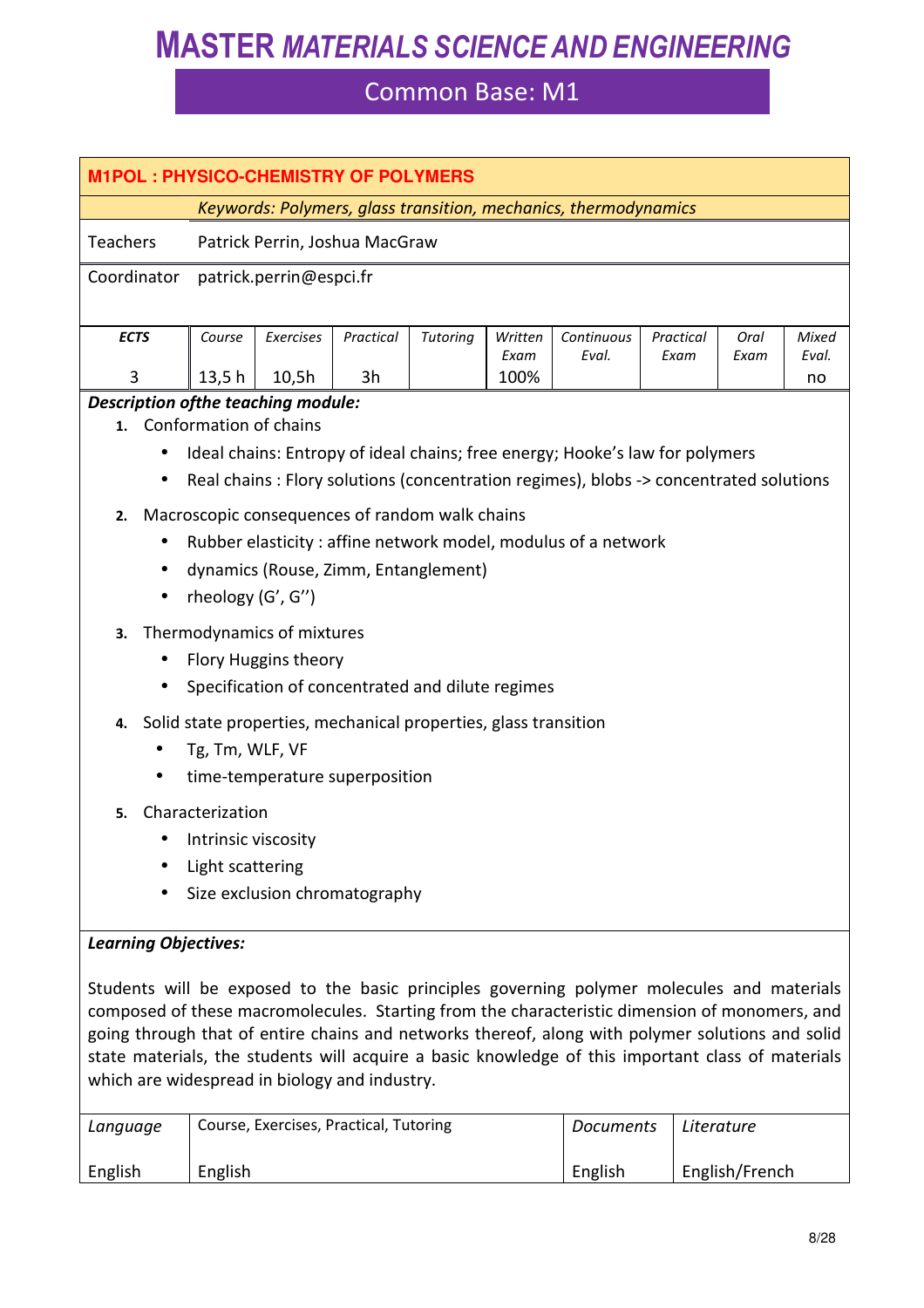# MASTER *MATERIALS SCIENCE AND ENGINEERING*

## Common Base: M1

### M1POL : PHYSICO-CHEMISTRY OF POLYMERS

*Keywords: Polymers, glass transition, mechanics, thermodynamics*

| | |
|---|---|
| Teachers | Patrick Perrin, Joshua MacGraw |
| Coordinator | patrick.perrin@espci.fr |

| *ECTS* | *Course* | *Exercises* | *Practical* | *Tutoring* | *Written Exam* | *Continuous Eval.* | *Practical Exam* | *Oral Exam* | *Mixed Eval.* |
|---|---|---|---|---|---|---|---|---|---|
| 3 | 13,5 h | 10,5h | 3h | | 100% | | | | no |

***Description ofthe teaching module:***

1. Conformation of chains
   - Ideal chains: Entropy of ideal chains; free energy; Hooke's law for polymers
   - Real chains : Flory solutions (concentration regimes), blobs -> concentrated solutions
2. Macroscopic consequences of random walk chains
   - Rubber elasticity : affine network model, modulus of a network
   - dynamics (Rouse, Zimm, Entanglement)
   - rheology (G', G'')
3. Thermodynamics of mixtures
   - Flory Huggins theory
   - Specification of concentrated and dilute regimes
4. Solid state properties, mechanical properties, glass transition
   - Tg, Tm, WLF, VF
   - time-temperature superposition
5. Characterization
   - Intrinsic viscosity
   - Light scattering
   - Size exclusion chromatography

***Learning Objectives:***

Students will be exposed to the basic principles governing polymer molecules and materials composed of these macromolecules. Starting from the characteristic dimension of monomers, and going through that of entire chains and networks thereof, along with polymer solutions and solid state materials, the students will acquire a basic knowledge of this important class of materials which are widespread in biology and industry.

| *Language* | Course, Exercises, Practical, Tutoring | *Documents* | *Literature* |
|---|---|---|---|
| English | English | English | English/French |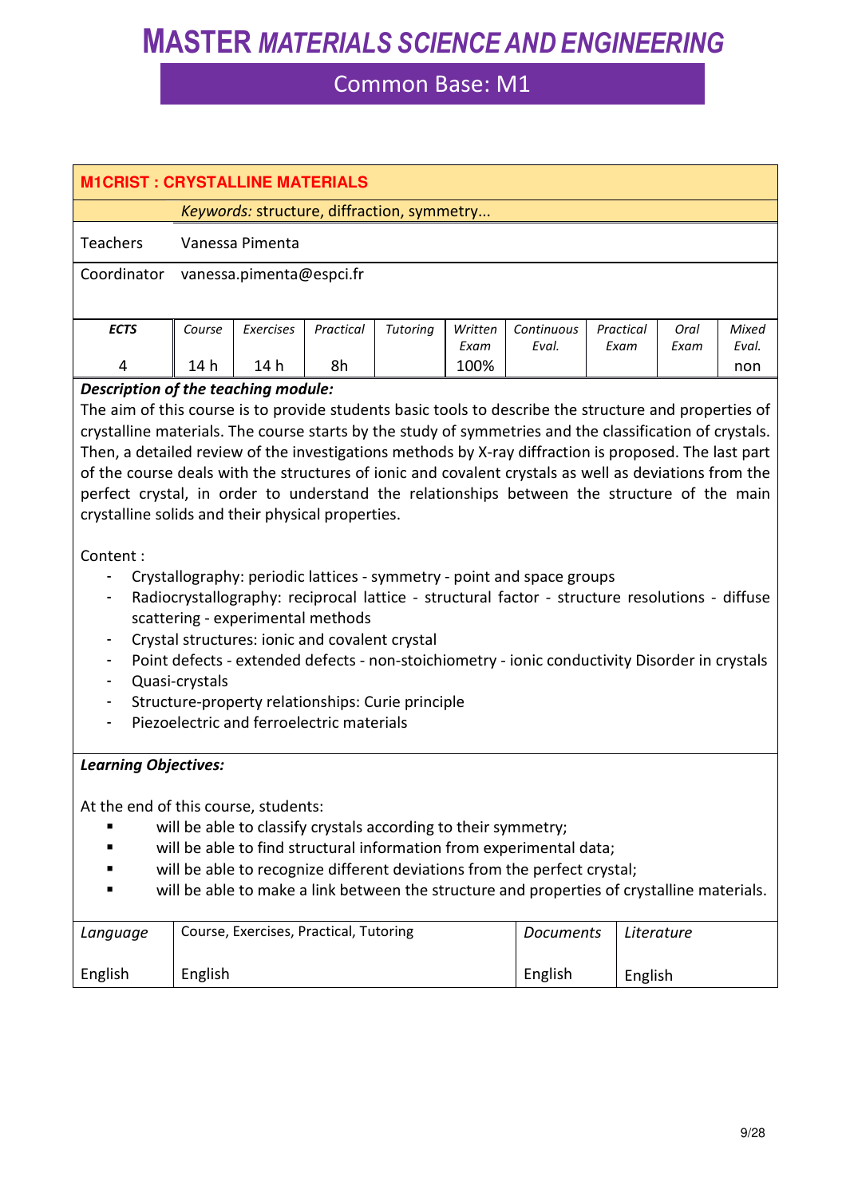# MASTER *MATERIALS SCIENCE AND ENGINEERING*

## Common Base: M1

| **M1CRIST : CRYSTALLINE MATERIALS** | | | | | | | | | |
|---|---|---|---|---|---|---|---|---|---|
| | *Keywords:* structure, diffraction, symmetry... | | | | | | | | |
| Teachers | Vanessa Pimenta | | | | | | | | |
| Coordinator | vanessa.pimenta@espci.fr | | | | | | | | |

| *ECTS* | *Course* | *Exercises* | *Practical* | *Tutoring* | *Written Exam* | *Continuous Eval.* | *Practical Exam* | *Oral Exam* | *Mixed Eval.* |
|---|---|---|---|---|---|---|---|---|---|
| 4 | 14 h | 14 h | 8h | | 100% | | | | non |

***Description of the teaching module:***

The aim of this course is to provide students basic tools to describe the structure and properties of crystalline materials. The course starts by the study of symmetries and the classification of crystals. Then, a detailed review of the investigations methods by X-ray diffraction is proposed. The last part of the course deals with the structures of ionic and covalent crystals as well as deviations from the perfect crystal, in order to understand the relationships between the structure of the main crystalline solids and their physical properties.

Content :

- Crystallography: periodic lattices - symmetry - point and space groups
- Radiocrystallography: reciprocal lattice - structural factor - structure resolutions - diffuse scattering - experimental methods
- Crystal structures: ionic and covalent crystal
- Point defects - extended defects - non-stoichiometry - ionic conductivity Disorder in crystals
- Quasi-crystals
- Structure-property relationships: Curie principle
- Piezoelectric and ferroelectric materials

***Learning Objectives:***

At the end of this course, students:

- will be able to classify crystals according to their symmetry;
- will be able to find structural information from experimental data;
- will be able to recognize different deviations from the perfect crystal;
- will be able to make a link between the structure and properties of crystalline materials.

| *Language* | Course, Exercises, Practical, Tutoring | *Documents* | *Literature* |
|---|---|---|---|
| English | English | English | English |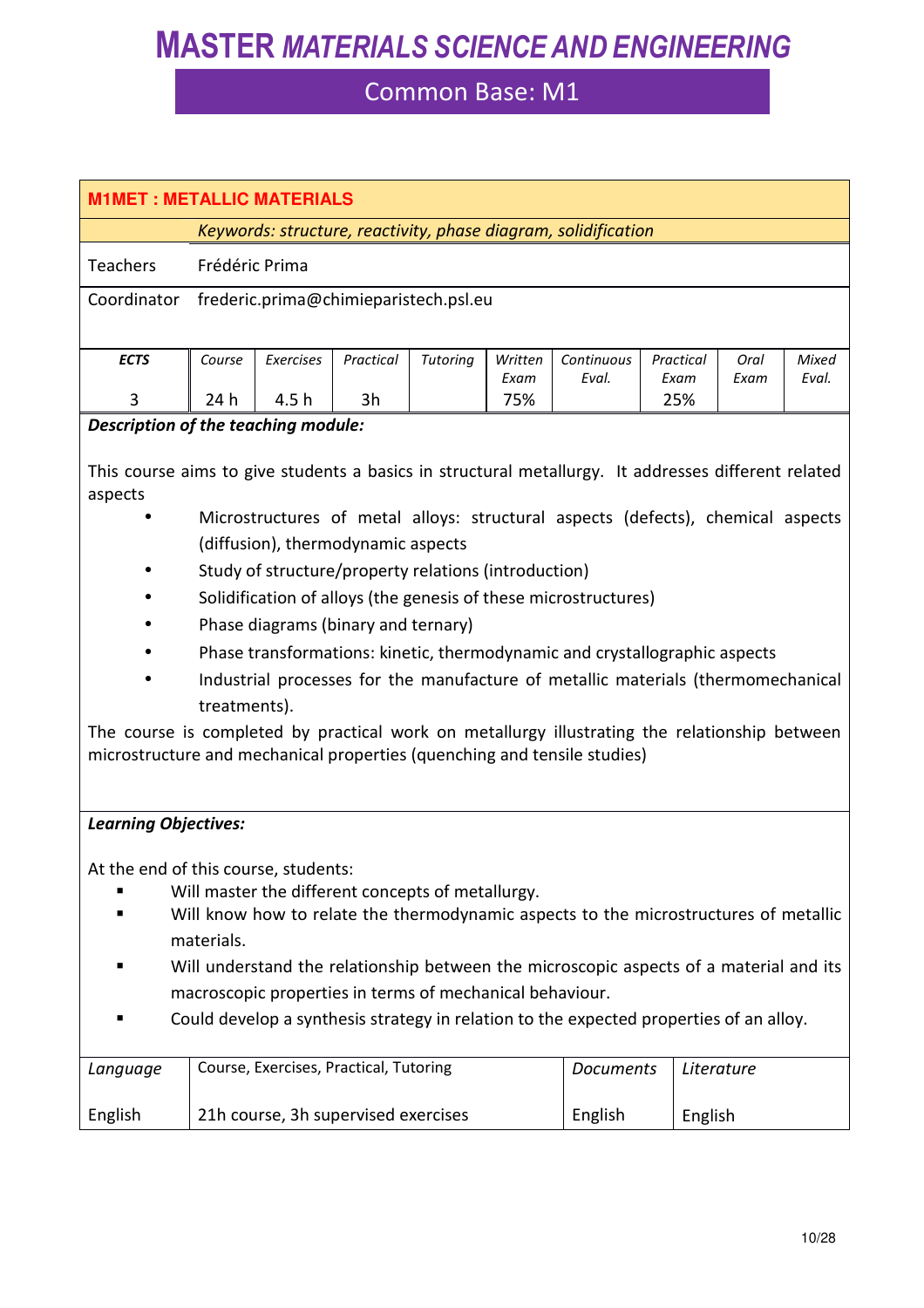# MASTER *MATERIALS SCIENCE AND ENGINEERING*

## Common Base: M1

### M1MET : METALLIC MATERIALS

*Keywords: structure, reactivity, phase diagram, solidification*

| | |
|---|---|
| Teachers | Frédéric Prima |
| Coordinator | frederic.prima@chimieparistech.psl.eu |

| *ECTS* | *Course* | *Exercises* | *Practical* | *Tutoring* | *Written Exam* | *Continuous Eval.* | *Practical Exam* | *Oral Exam* | *Mixed Eval.* |
|---|---|---|---|---|---|---|---|---|---|
| 3 | 24 h | 4.5 h | 3h | | 75% | | 25% | | |

***Description of the teaching module:***

This course aims to give students a basics in structural metallurgy. It addresses different related aspects

- Microstructures of metal alloys: structural aspects (defects), chemical aspects (diffusion), thermodynamic aspects
- Study of structure/property relations (introduction)
- Solidification of alloys (the genesis of these microstructures)
- Phase diagrams (binary and ternary)
- Phase transformations: kinetic, thermodynamic and crystallographic aspects
- Industrial processes for the manufacture of metallic materials (thermomechanical treatments).

The course is completed by practical work on metallurgy illustrating the relationship between microstructure and mechanical properties (quenching and tensile studies)

***Learning Objectives:***

At the end of this course, students:

- Will master the different concepts of metallurgy.
- Will know how to relate the thermodynamic aspects to the microstructures of metallic materials.
- Will understand the relationship between the microscopic aspects of a material and its macroscopic properties in terms of mechanical behaviour.
- Could develop a synthesis strategy in relation to the expected properties of an alloy.

| *Language* | Course, Exercises, Practical, Tutoring | *Documents* | *Literature* |
|---|---|---|---|
| English | 21h course, 3h supervised exercises | English | English |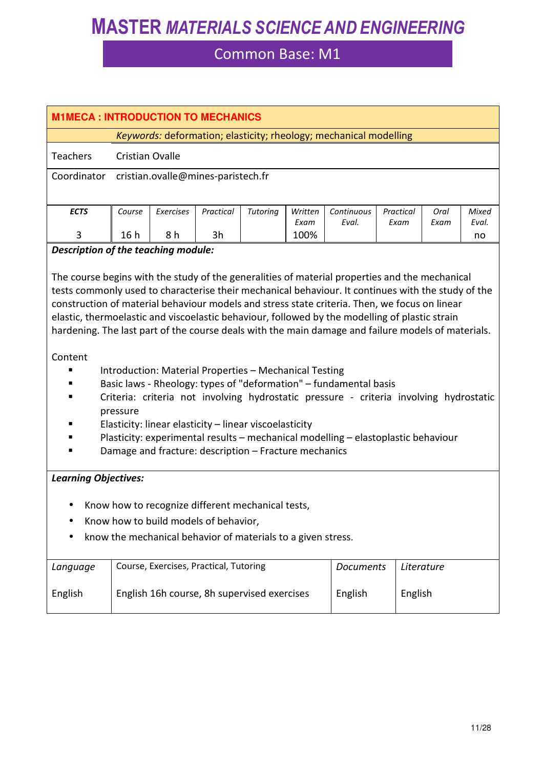# MASTER *MATERIALS SCIENCE AND ENGINEERING*

## Common Base: M1

### M1MECA : INTRODUCTION TO MECHANICS

*Keywords:* deformation; elasticity; rheology; mechanical modelling

| | |
|---|---|
| Teachers | Cristian Ovalle |
| Coordinator | cristian.ovalle@mines-paristech.fr |

| *ECTS* | *Course* | *Exercises* | *Practical* | *Tutoring* | *Written Exam* | *Continuous Eval.* | *Practical Exam* | *Oral Exam* | *Mixed Eval.* |
|---|---|---|---|---|---|---|---|---|---|
| 3 | 16 h | 8 h | 3h | | 100% | | | | no |

***Description of the teaching module:***

The course begins with the study of the generalities of material properties and the mechanical tests commonly used to characterise their mechanical behaviour. It continues with the study of the construction of material behaviour models and stress state criteria. Then, we focus on linear elastic, thermoelastic and viscoelastic behaviour, followed by the modelling of plastic strain hardening. The last part of the course deals with the main damage and failure models of materials.

Content

- Introduction: Material Properties – Mechanical Testing
- Basic laws - Rheology: types of "deformation" – fundamental basis
- Criteria: criteria not involving hydrostatic pressure - criteria involving hydrostatic pressure
- Elasticity: linear elasticity – linear viscoelasticity
- Plasticity: experimental results – mechanical modelling – elastoplastic behaviour
- Damage and fracture: description – Fracture mechanics

***Learning Objectives:***

- Know how to recognize different mechanical tests,
- Know how to build models of behavior,
- know the mechanical behavior of materials to a given stress.

| *Language* | Course, Exercises, Practical, Tutoring | *Documents* | *Literature* |
|---|---|---|---|
| English | English 16h course, 8h supervised exercises | English | English |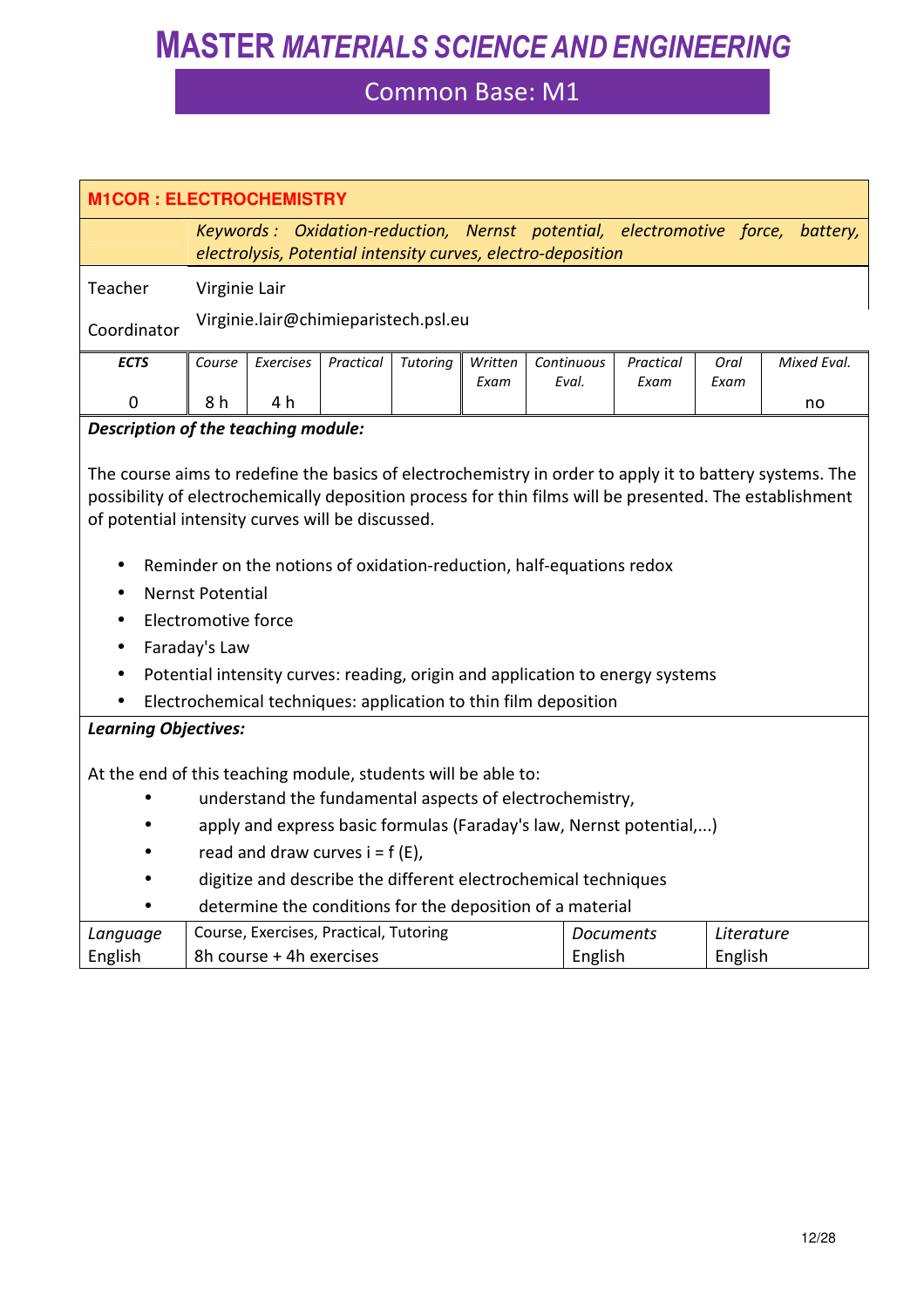# MASTER *MATERIALS SCIENCE AND ENGINEERING*

## Common Base: M1

### M1COR : ELECTROCHEMISTRY

*Keywords : Oxidation-reduction, Nernst potential, electromotive force, battery, electrolysis, Potential intensity curves, electro-deposition*

| | |
|---|---|
| Teacher | Virginie Lair |
| Coordinator | Virginie.lair@chimieparistech.psl.eu |

| *ECTS* | *Course* | *Exercises* | *Practical* | *Tutoring* | *Written Exam* | *Continuous Eval.* | *Practical Exam* | *Oral Exam* | *Mixed Eval.* |
|---|---|---|---|---|---|---|---|---|---|
| 0 | 8 h | 4 h | | | | | | | no |

***Description of the teaching module:***

The course aims to redefine the basics of electrochemistry in order to apply it to battery systems. The possibility of electrochemically deposition process for thin films will be presented. The establishment of potential intensity curves will be discussed.

- Reminder on the notions of oxidation-reduction, half-equations redox
- Nernst Potential
- Electromotive force
- Faraday's Law
- Potential intensity curves: reading, origin and application to energy systems
- Electrochemical techniques: application to thin film deposition

***Learning Objectives:***

At the end of this teaching module, students will be able to:

- understand the fundamental aspects of electrochemistry,
- apply and express basic formulas (Faraday's law, Nernst potential,...)
- read and draw curves $i = f(E)$,
- digitize and describe the different electrochemical techniques
- determine the conditions for the deposition of a material

| *Language* | Course, Exercises, Practical, Tutoring | *Documents* | *Literature* |
|---|---|---|---|
| English | 8h course + 4h exercises | English | English |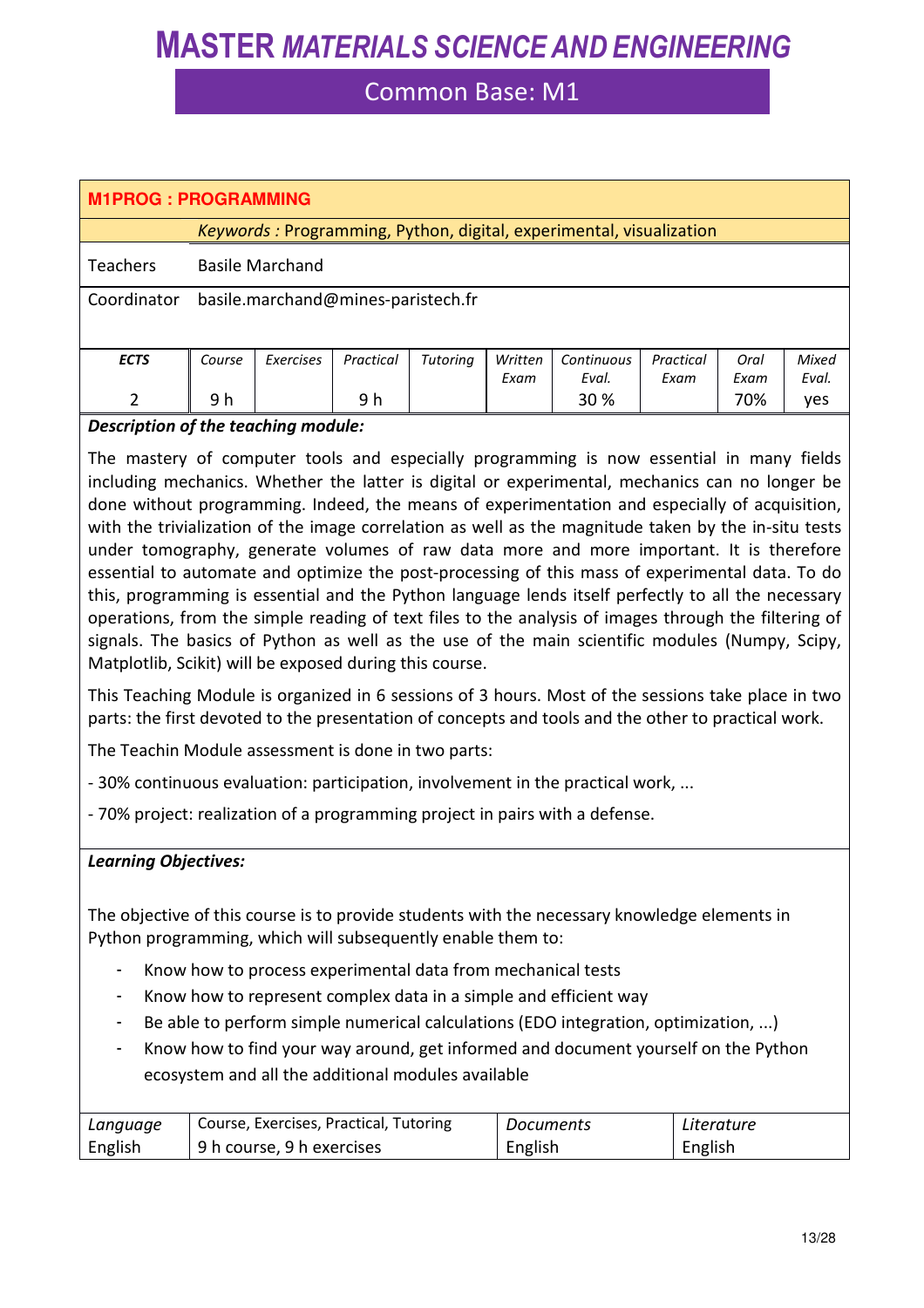# MASTER *MATERIALS SCIENCE AND ENGINEERING*

## Common Base: M1

### M1PROG : PROGRAMMING

*Keywords :* Programming, Python, digital, experimental, visualization

| | |
|---|---|
| Teachers | Basile Marchand |
| Coordinator | basile.marchand@mines-paristech.fr |

| *ECTS* | *Course* | *Exercises* | *Practical* | *Tutoring* | *Written Exam* | *Continuous Eval.* | *Practical Exam* | *Oral Exam* | *Mixed Eval.* |
|---|---|---|---|---|---|---|---|---|---|
| 2 | 9 h | | 9 h | | | 30 % | | 70% | yes |

***Description of the teaching module:***

The mastery of computer tools and especially programming is now essential in many fields including mechanics. Whether the latter is digital or experimental, mechanics can no longer be done without programming. Indeed, the means of experimentation and especially of acquisition, with the trivialization of the image correlation as well as the magnitude taken by the in-situ tests under tomography, generate volumes of raw data more and more important. It is therefore essential to automate and optimize the post-processing of this mass of experimental data. To do this, programming is essential and the Python language lends itself perfectly to all the necessary operations, from the simple reading of text files to the analysis of images through the filtering of signals. The basics of Python as well as the use of the main scientific modules (Numpy, Scipy, Matplotlib, Scikit) will be exposed during this course.

This Teaching Module is organized in 6 sessions of 3 hours. Most of the sessions take place in two parts: the first devoted to the presentation of concepts and tools and the other to practical work.

The Teachin Module assessment is done in two parts:

- 30% continuous evaluation: participation, involvement in the practical work, ...

- 70% project: realization of a programming project in pairs with a defense.

***Learning Objectives:***

The objective of this course is to provide students with the necessary knowledge elements in Python programming, which will subsequently enable them to:

- Know how to process experimental data from mechanical tests
- Know how to represent complex data in a simple and efficient way
- Be able to perform simple numerical calculations (EDO integration, optimization, ...)
- Know how to find your way around, get informed and document yourself on the Python ecosystem and all the additional modules available

| *Language* | Course, Exercises, Practical, Tutoring | *Documents* | *Literature* |
|---|---|---|---|
| English | 9 h course, 9 h exercises | English | English |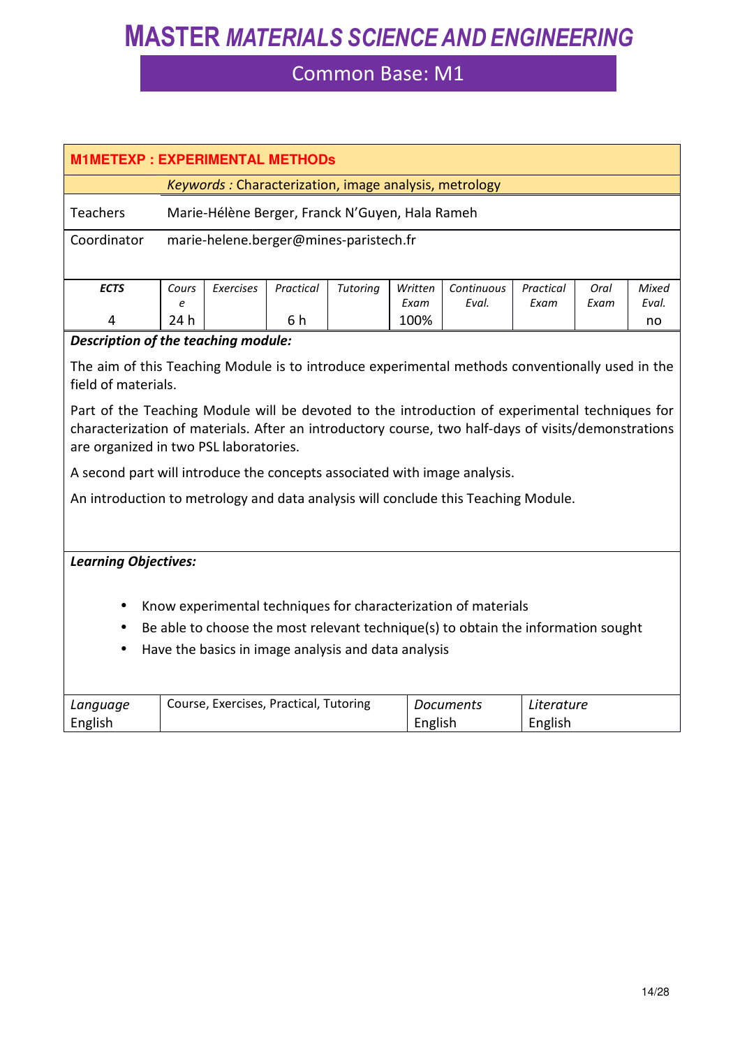# MASTER *MATERIALS SCIENCE AND ENGINEERING*

## Common Base: M1

### M1METEXP : EXPERIMENTAL METHODs

*Keywords :* Characterization, image analysis, metrology

| | |
|---|---|
| Teachers | Marie-Hélène Berger, Franck N'Guyen, Hala Rameh |
| Coordinator | marie-helene.berger@mines-paristech.fr |

| *ECTS* | *Course* | *Exercises* | *Practical* | *Tutoring* | *Written Exam* | *Continuous Eval.* | *Practical Exam* | *Oral Exam* | *Mixed Eval.* |
|---|---|---|---|---|---|---|---|---|---|
| 4 | 24 h | | 6 h | | 100% | | | | no |

***Description of the teaching module:***

The aim of this Teaching Module is to introduce experimental methods conventionally used in the field of materials.

Part of the Teaching Module will be devoted to the introduction of experimental techniques for characterization of materials. After an introductory course, two half-days of visits/demonstrations are organized in two PSL laboratories.

A second part will introduce the concepts associated with image analysis.

An introduction to metrology and data analysis will conclude this Teaching Module.

***Learning Objectives:***

- Know experimental techniques for characterization of materials
- Be able to choose the most relevant technique(s) to obtain the information sought
- Have the basics in image analysis and data analysis

| *Language* | Course, Exercises, Practical, Tutoring | *Documents* | *Literature* |
|---|---|---|---|
| English | | English | English |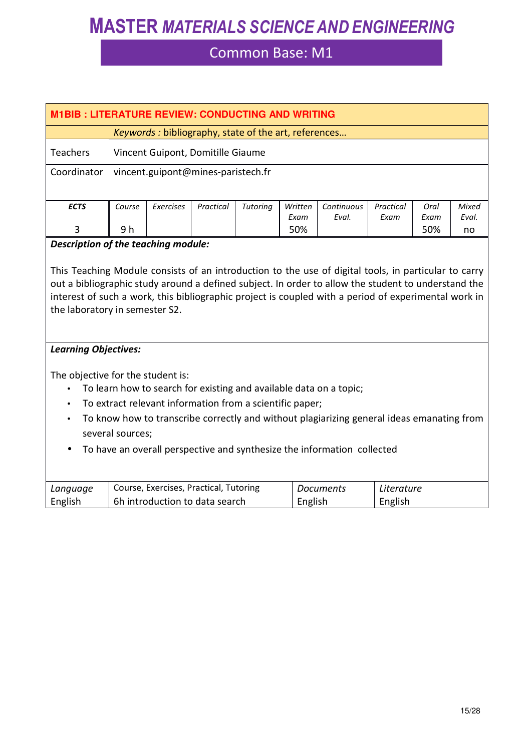# MASTER *MATERIALS SCIENCE AND ENGINEERING*

## Common Base: M1

### M1BIB : LITERATURE REVIEW: CONDUCTING AND WRITING

*Keywords :* bibliography, state of the art, references…

| | |
|---|---|
| Teachers | Vincent Guipont, Domitille Giaume |
| Coordinator | vincent.guipont@mines-paristech.fr |

| ***ECTS*** | *Course* | *Exercises* | *Practical* | *Tutoring* | *Written Exam* | *Continuous Eval.* | *Practical Exam* | *Oral Exam* | *Mixed Eval.* |
|---|---|---|---|---|---|---|---|---|---|
| 3 | 9 h | | | | 50% | | | 50% | no |

***Description of the teaching module:***

This Teaching Module consists of an introduction to the use of digital tools, in particular to carry out a bibliographic study around a defined subject. In order to allow the student to understand the interest of such a work, this bibliographic project is coupled with a period of experimental work in the laboratory in semester S2.

***Learning Objectives:***

The objective for the student is:

- To learn how to search for existing and available data on a topic;
- To extract relevant information from a scientific paper;
- To know how to transcribe correctly and without plagiarizing general ideas emanating from several sources;
- To have an overall perspective and synthesize the information collected

| *Language* | Course, Exercises, Practical, Tutoring | *Documents* | *Literature* |
|---|---|---|---|
| English | 6h introduction to data search | English | English |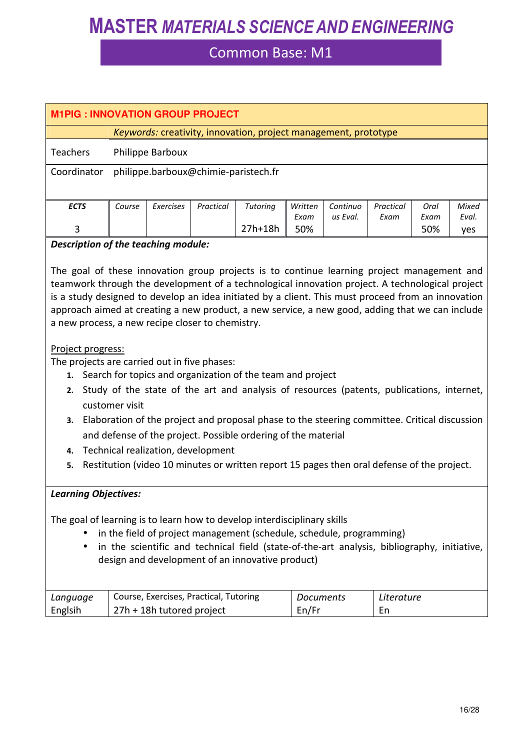# MASTER *MATERIALS SCIENCE AND ENGINEERING*

## Common Base: M1

### M1PIG : INNOVATION GROUP PROJECT

| | *Keywords:* creativity, innovation, project management, prototype |
|---|---|
| Teachers | Philippe Barboux |
| Coordinator | philippe.barboux@chimie-paristech.fr |

| *ECTS* | *Course* | *Exercises* | *Practical* | *Tutoring* | *Written Exam* | *Continuous Eval.* | *Practical Exam* | *Oral Exam* | *Mixed Eval.* |
|---|---|---|---|---|---|---|---|---|---|
| 3 | | | | 27h+18h | 50% | | | 50% | yes |

***Description of the teaching module:***

The goal of these innovation group projects is to continue learning project management and teamwork through the development of a technological innovation project. A technological project is a study designed to develop an idea initiated by a client. This must proceed from an innovation approach aimed at creating a new product, a new service, a new good, adding that we can include a new process, a new recipe closer to chemistry.

Project progress:
The projects are carried out in five phases:

1. Search for topics and organization of the team and project
2. Study of the state of the art and analysis of resources (patents, publications, internet, customer visit
3. Elaboration of the project and proposal phase to the steering committee. Critical discussion and defense of the project. Possible ordering of the material
4. Technical realization, development
5. Restitution (video 10 minutes or written report 15 pages then oral defense of the project.

***Learning Objectives:***

The goal of learning is to learn how to develop interdisciplinary skills

- in the field of project management (schedule, schedule, programming)
- in the scientific and technical field (state-of-the-art analysis, bibliography, initiative, design and development of an innovative product)

| *Language* | Course, Exercises, Practical, Tutoring | *Documents* | *Literature* |
|---|---|---|---|
| Englsih | 27h + 18h tutored project | En/Fr | En |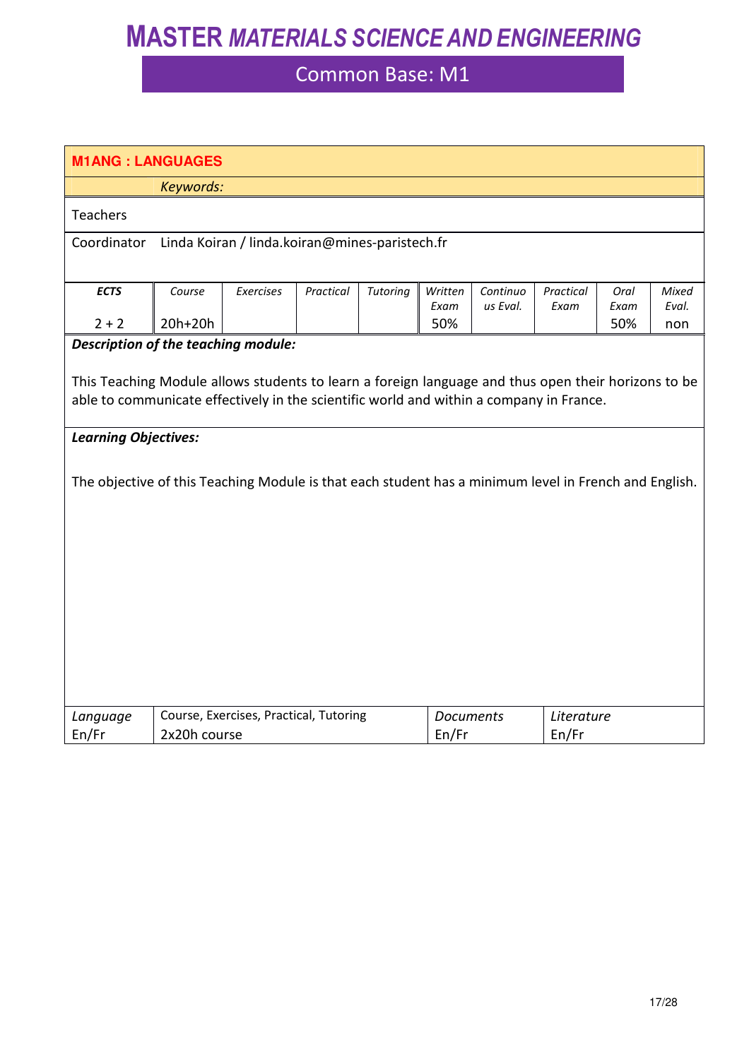# MASTER *MATERIALS SCIENCE AND ENGINEERING*

## Common Base: M1

### M1ANG : LANGUAGES

*Keywords:*

Teachers

Coordinator Linda Koiran / linda.koiran@mines-paristech.fr

| *ECTS* | *Course* | *Exercises* | *Practical* | *Tutoring* | *Written Exam* | *Continuous Eval.* | *Practical Exam* | *Oral Exam* | *Mixed Eval.* |
|---|---|---|---|---|---|---|---|---|---|
| 2 + 2 | 20h+20h | | | | 50% | | | 50% | non |

***Description of the teaching module:***

This Teaching Module allows students to learn a foreign language and thus open their horizons to be able to communicate effectively in the scientific world and within a company in France.

***Learning Objectives:***

The objective of this Teaching Module is that each student has a minimum level in French and English.

| *Language* | Course, Exercises, Practical, Tutoring | *Documents* | *Literature* |
|---|---|---|---|
| En/Fr | 2x20h course | En/Fr | En/Fr |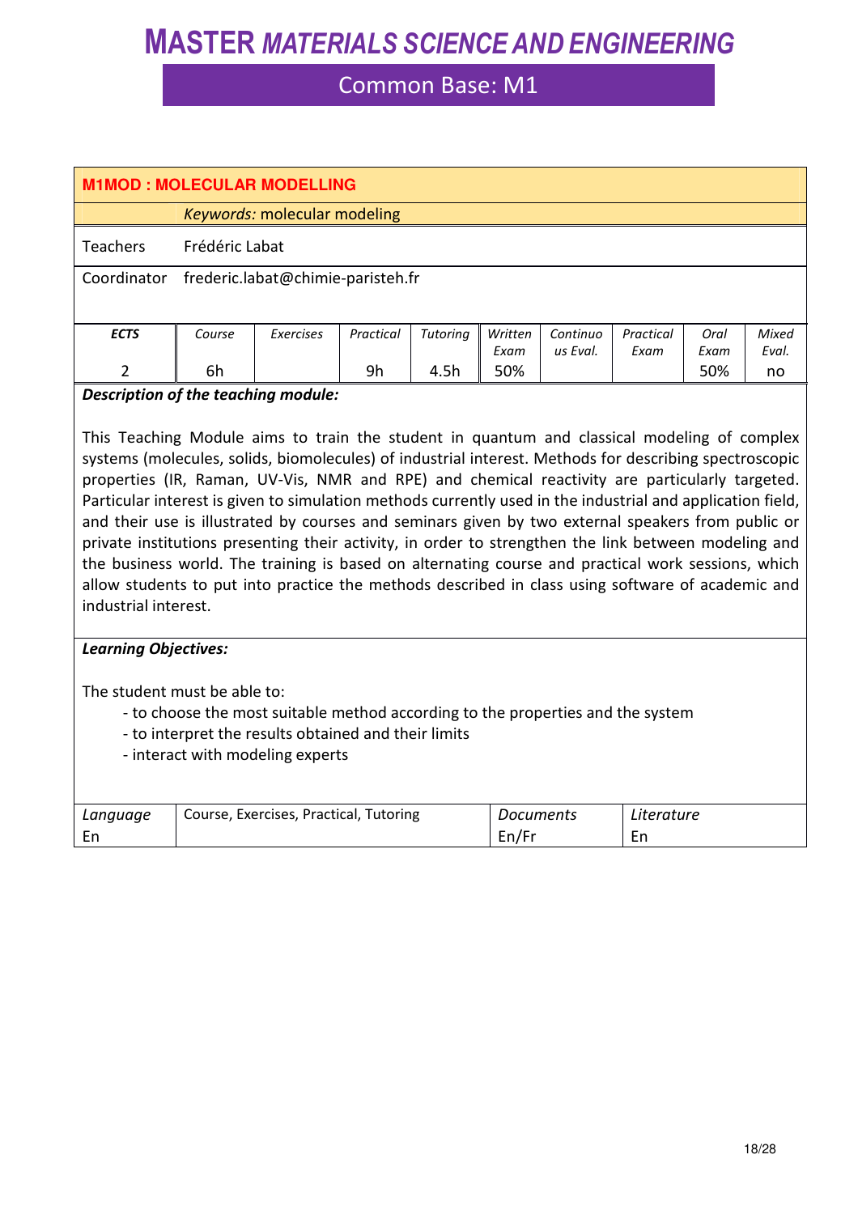# MASTER *MATERIALS SCIENCE AND ENGINEERING*

## Common Base: M1

| **M1MOD : MOLECULAR MODELLING** | | | | | | | | | |
|---|---|---|---|---|---|---|---|---|---|
| | *Keywords:* molecular modeling | | | | | | | | |
| Teachers | Frédéric Labat | | | | | | | | |
| Coordinator | frederic.labat@chimie-paristeh.fr | | | | | | | | |

| ***ECTS*** | *Course* | *Exercises* | *Practical* | *Tutoring* | *Written Exam* | *Continuous Eval.* | *Practical Exam* | *Oral Exam* | *Mixed Eval.* |
|---|---|---|---|---|---|---|---|---|---|
| 2 | 6h | | 9h | 4.5h | 50% | | | 50% | no |

***Description of the teaching module:***

This Teaching Module aims to train the student in quantum and classical modeling of complex systems (molecules, solids, biomolecules) of industrial interest. Methods for describing spectroscopic properties (IR, Raman, UV-Vis, NMR and RPE) and chemical reactivity are particularly targeted. Particular interest is given to simulation methods currently used in the industrial and application field, and their use is illustrated by courses and seminars given by two external speakers from public or private institutions presenting their activity, in order to strengthen the link between modeling and the business world. The training is based on alternating course and practical work sessions, which allow students to put into practice the methods described in class using software of academic and industrial interest.

***Learning Objectives:***

The student must be able to:

- to choose the most suitable method according to the properties and the system
- to interpret the results obtained and their limits
- interact with modeling experts

| *Language* | Course, Exercises, Practical, Tutoring | *Documents* | *Literature* |
|---|---|---|---|
| En | | En/Fr | En |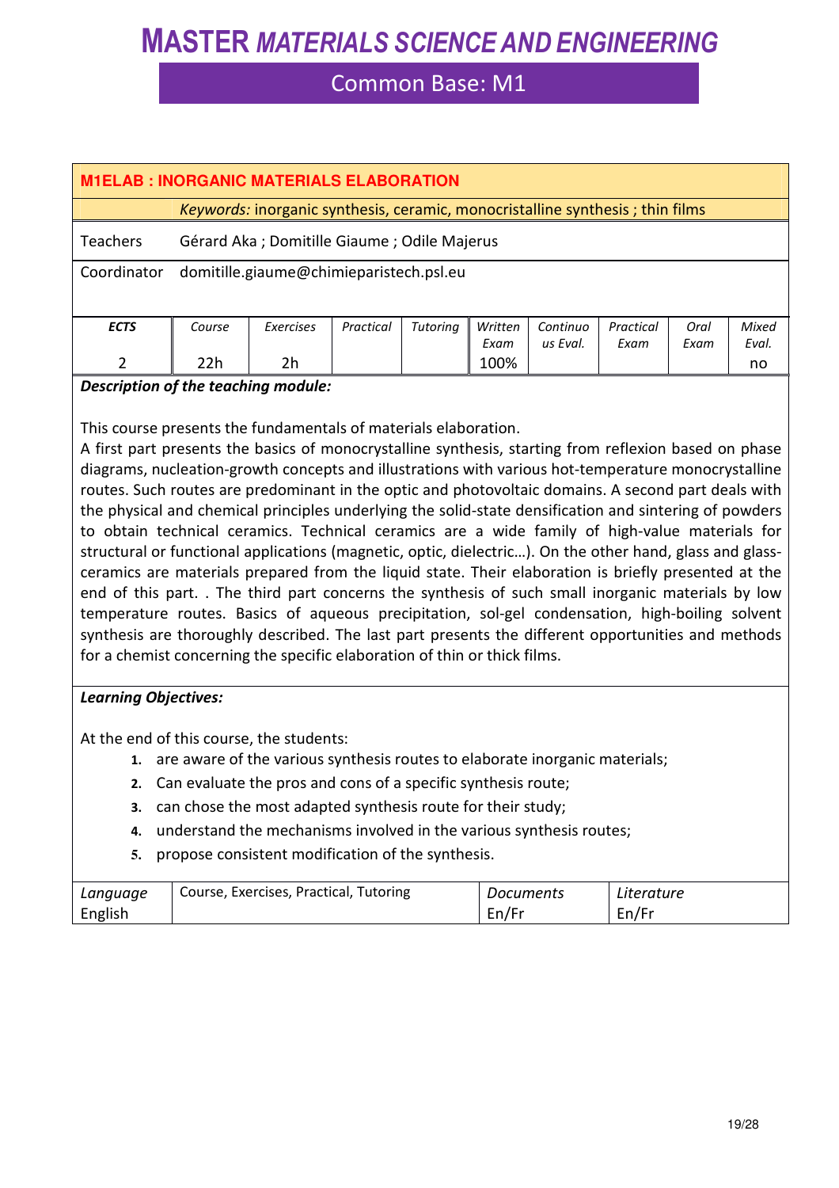# MASTER *MATERIALS SCIENCE AND ENGINEERING*

## Common Base: M1

### M1ELAB : INORGANIC MATERIALS ELABORATION

*Keywords:* inorganic synthesis, ceramic, monocristalline synthesis ; thin films

| | |
|---|---|
| Teachers | Gérard Aka ; Domitille Giaume ; Odile Majerus |
| Coordinator | domitille.giaume@chimieparistech.psl.eu |

| *ECTS* | *Course* | *Exercises* | *Practical* | *Tutoring* | *Written Exam* | *Continuous Eval.* | *Practical Exam* | *Oral Exam* | *Mixed Eval.* |
|---|---|---|---|---|---|---|---|---|---|
| 2 | 22h | 2h | | | 100% | | | | no |

***Description of the teaching module:***

This course presents the fundamentals of materials elaboration.

A first part presents the basics of monocrystalline synthesis, starting from reflexion based on phase diagrams, nucleation-growth concepts and illustrations with various hot-temperature monocrystalline routes. Such routes are predominant in the optic and photovoltaic domains. A second part deals with the physical and chemical principles underlying the solid-state densification and sintering of powders to obtain technical ceramics. Technical ceramics are a wide family of high-value materials for structural or functional applications (magnetic, optic, dielectric…). On the other hand, glass and glass-ceramics are materials prepared from the liquid state. Their elaboration is briefly presented at the end of this part. . The third part concerns the synthesis of such small inorganic materials by low temperature routes. Basics of aqueous precipitation, sol-gel condensation, high-boiling solvent synthesis are thoroughly described. The last part presents the different opportunities and methods for a chemist concerning the specific elaboration of thin or thick films.

***Learning Objectives:***

At the end of this course, the students:

1. are aware of the various synthesis routes to elaborate inorganic materials;
2. Can evaluate the pros and cons of a specific synthesis route;
3. can chose the most adapted synthesis route for their study;
4. understand the mechanisms involved in the various synthesis routes;
5. propose consistent modification of the synthesis.

| *Language* | Course, Exercises, Practical, Tutoring | *Documents* | *Literature* |
|---|---|---|---|
| English | | En/Fr | En/Fr |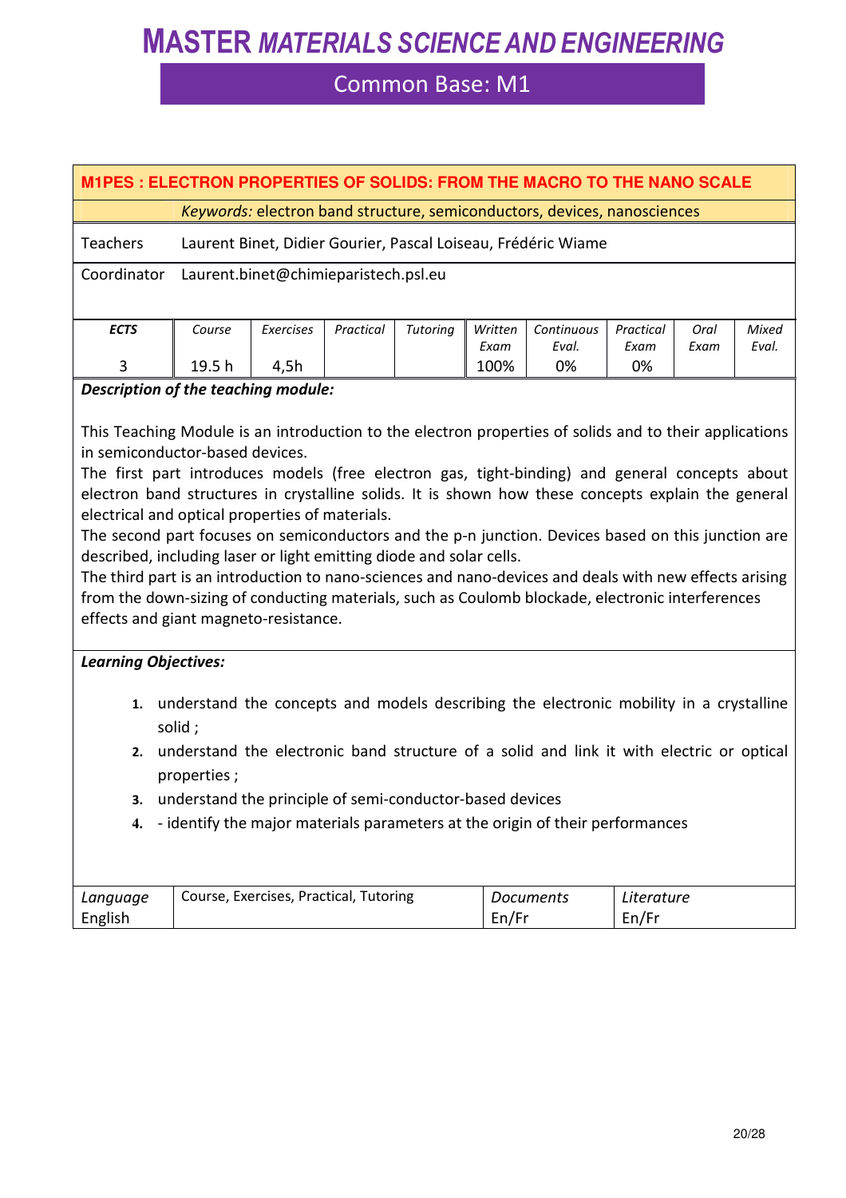# MASTER *MATERIALS SCIENCE AND ENGINEERING*

## Common Base: M1

### M1PES : ELECTRON PROPERTIES OF SOLIDS: FROM THE MACRO TO THE NANO SCALE

*Keywords:* electron band structure, semiconductors, devices, nanosciences

| | |
|---|---|
| Teachers | Laurent Binet, Didier Gourier, Pascal Loiseau, Frédéric Wiame |
| Coordinator | Laurent.binet@chimieparistech.psl.eu |

| *ECTS* | *Course* | *Exercises* | *Practical* | *Tutoring* | *Written Exam* | *Continuous Eval.* | *Practical Exam* | *Oral Exam* | *Mixed Eval.* |
|---|---|---|---|---|---|---|---|---|---|
| 3 | 19.5 h | 4,5h | | | 100% | 0% | 0% | | |

***Description of the teaching module:***

This Teaching Module is an introduction to the electron properties of solids and to their applications in semiconductor-based devices.

The first part introduces models (free electron gas, tight-binding) and general concepts about electron band structures in crystalline solids. It is shown how these concepts explain the general electrical and optical properties of materials.

The second part focuses on semiconductors and the p-n junction. Devices based on this junction are described, including laser or light emitting diode and solar cells.

The third part is an introduction to nano-sciences and nano-devices and deals with new effects arising from the down-sizing of conducting materials, such as Coulomb blockade, electronic interferences effects and giant magneto-resistance.

***Learning Objectives:***

1. understand the concepts and models describing the electronic mobility in a crystalline solid ;
2. understand the electronic band structure of a solid and link it with electric or optical properties ;
3. understand the principle of semi-conductor-based devices
4. - identify the major materials parameters at the origin of their performances

| *Language* | Course, Exercises, Practical, Tutoring | *Documents* | *Literature* |
|---|---|---|---|
| English | | En/Fr | En/Fr |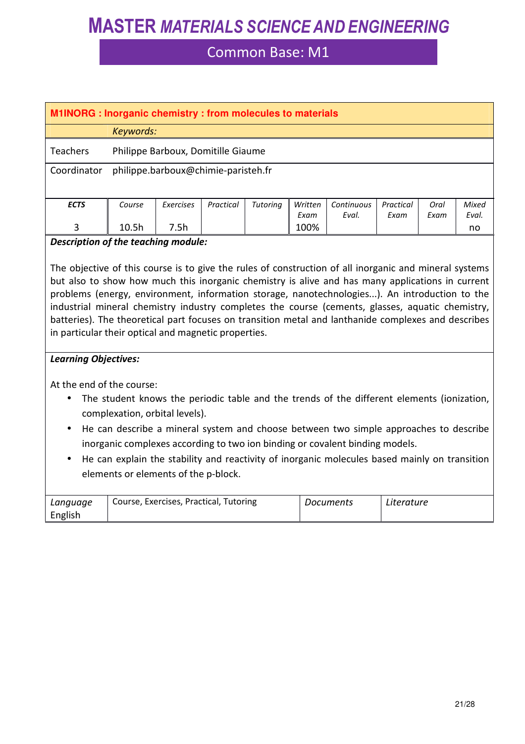# MASTER *MATERIALS SCIENCE AND ENGINEERING*

## Common Base: M1

| **M1INORG : Inorganic chemistry : from molecules to materials** | | | | | | | | | |
|---|---|---|---|---|---|---|---|---|---|
| | *Keywords:* | | | | | | | | |
| Teachers | Philippe Barboux, Domitille Giaume | | | | | | | | |
| Coordinator | philippe.barboux@chimie-paristeh.fr | | | | | | | | |

| ***ECTS*** | *Course* | *Exercises* | *Practical* | *Tutoring* | *Written Exam* | *Continuous Eval.* | *Practical Exam* | *Oral Exam* | *Mixed Eval.* |
|---|---|---|---|---|---|---|---|---|---|
| 3 | 10.5h | 7.5h | | | 100% | | | | no |

***Description of the teaching module:***

The objective of this course is to give the rules of construction of all inorganic and mineral systems but also to show how much this inorganic chemistry is alive and has many applications in current problems (energy, environment, information storage, nanotechnologies...). An introduction to the industrial mineral chemistry industry completes the course (cements, glasses, aquatic chemistry, batteries). The theoretical part focuses on transition metal and lanthanide complexes and describes in particular their optical and magnetic properties.

***Learning Objectives:***

At the end of the course:

- The student knows the periodic table and the trends of the different elements (ionization, complexation, orbital levels).
- He can describe a mineral system and choose between two simple approaches to describe inorganic complexes according to two ion binding or covalent binding models.
- He can explain the stability and reactivity of inorganic molecules based mainly on transition elements or elements of the p-block.

| *Language* English | Course, Exercises, Practical, Tutoring | *Documents* | *Literature* |
|---|---|---|---|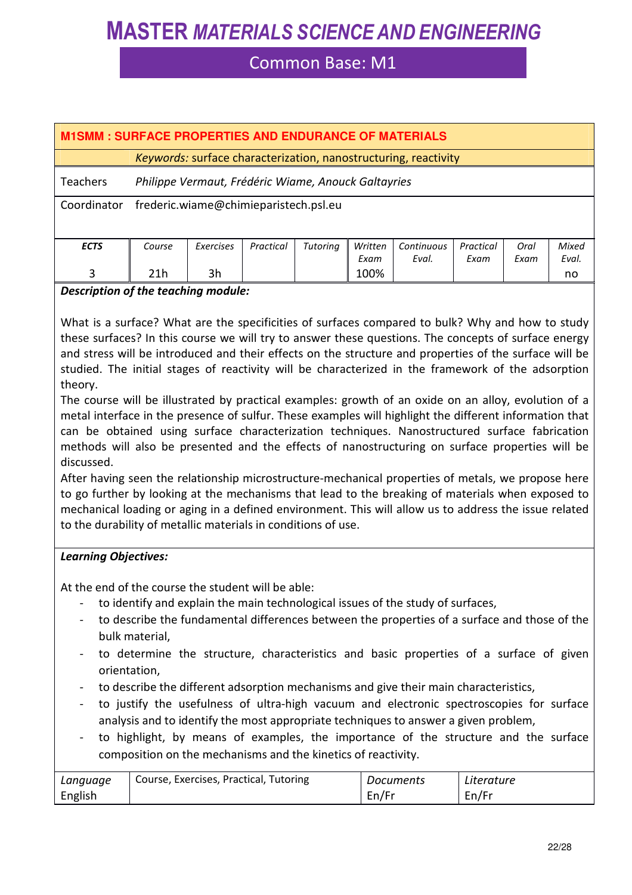# MASTER *MATERIALS SCIENCE AND ENGINEERING*

## Common Base: M1

### M1SMM : SURFACE PROPERTIES AND ENDURANCE OF MATERIALS

*Keywords:* surface characterization, nanostructuring, reactivity

| | |
|---|---|
| Teachers | *Philippe Vermaut, Frédéric Wiame, Anouck Galtayries* |
| Coordinator | frederic.wiame@chimieparistech.psl.eu |

| *ECTS* | *Course* | *Exercises* | *Practical* | *Tutoring* | *Written Exam* | *Continuous Eval.* | *Practical Exam* | *Oral Exam* | *Mixed Eval.* |
|---|---|---|---|---|---|---|---|---|---|
| 3 | 21h | 3h | | | 100% | | | | no |

***Description of the teaching module:***

What is a surface? What are the specificities of surfaces compared to bulk? Why and how to study these surfaces? In this course we will try to answer these questions. The concepts of surface energy and stress will be introduced and their effects on the structure and properties of the surface will be studied. The initial stages of reactivity will be characterized in the framework of the adsorption theory.

The course will be illustrated by practical examples: growth of an oxide on an alloy, evolution of a metal interface in the presence of sulfur. These examples will highlight the different information that can be obtained using surface characterization techniques. Nanostructured surface fabrication methods will also be presented and the effects of nanostructuring on surface properties will be discussed.

After having seen the relationship microstructure-mechanical properties of metals, we propose here to go further by looking at the mechanisms that lead to the breaking of materials when exposed to mechanical loading or aging in a defined environment. This will allow us to address the issue related to the durability of metallic materials in conditions of use.

***Learning Objectives:***

At the end of the course the student will be able:

- to identify and explain the main technological issues of the study of surfaces,
- to describe the fundamental differences between the properties of a surface and those of the bulk material,
- to determine the structure, characteristics and basic properties of a surface of given orientation,
- to describe the different adsorption mechanisms and give their main characteristics,
- to justify the usefulness of ultra-high vacuum and electronic spectroscopies for surface analysis and to identify the most appropriate techniques to answer a given problem,
- to highlight, by means of examples, the importance of the structure and the surface composition on the mechanisms and the kinetics of reactivity.

| *Language* | Course, Exercises, Practical, Tutoring | *Documents* | *Literature* |
|---|---|---|---|
| English | | En/Fr | En/Fr |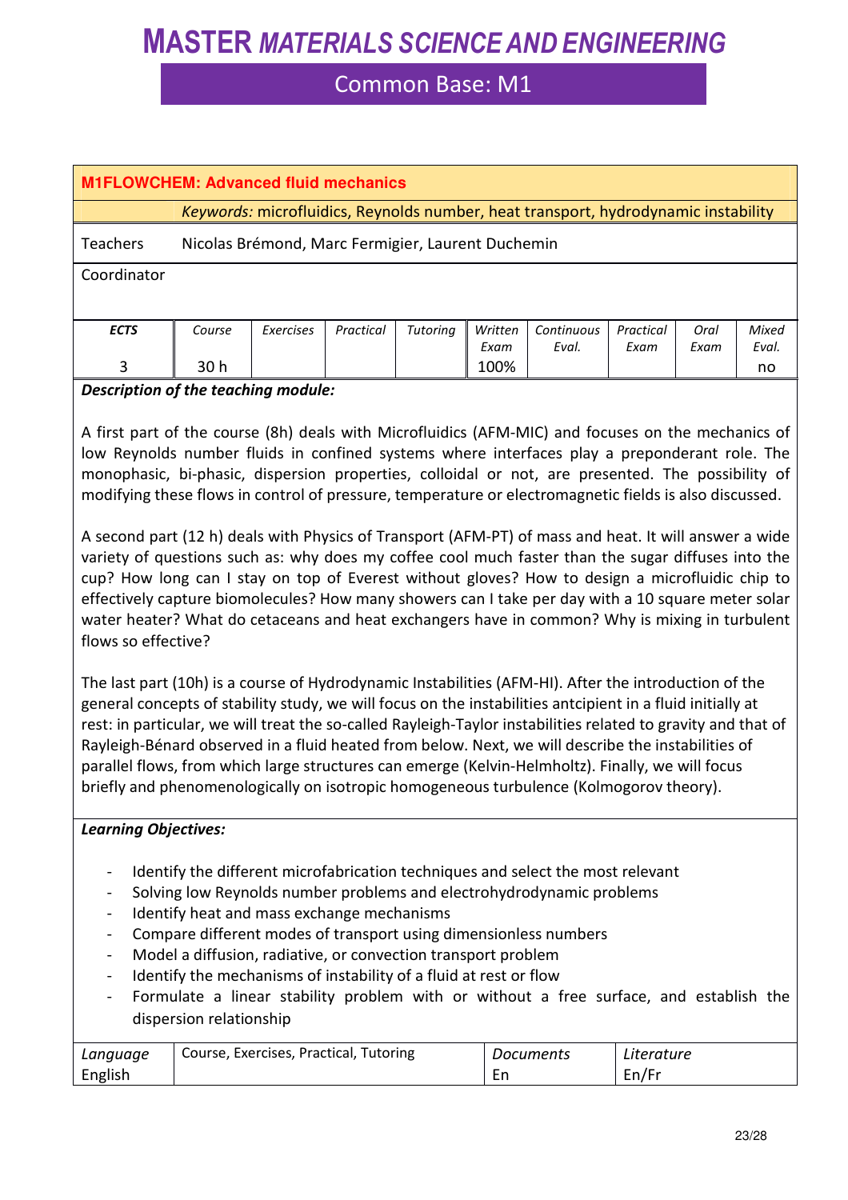# MASTER *MATERIALS SCIENCE AND ENGINEERING*

## Common Base: M1

### M1FLOWCHEM: Advanced fluid mechanics

*Keywords:* microfluidics, Reynolds number, heat transport, hydrodynamic instability

| Teachers | Nicolas Brémond, Marc Fermigier, Laurent Duchemin |
|---|---|
| Coordinator | |

| *ECTS* | *Course* | *Exercises* | *Practical* | *Tutoring* | *Written Exam* | *Continuous Eval.* | *Practical Exam* | *Oral Exam* | *Mixed Eval.* |
|---|---|---|---|---|---|---|---|---|---|
| 3 | 30 h | | | | 100% | | | | no |

***Description of the teaching module:***

A first part of the course (8h) deals with Microfluidics (AFM-MIC) and focuses on the mechanics of low Reynolds number fluids in confined systems where interfaces play a preponderant role. The monophasic, bi-phasic, dispersion properties, colloidal or not, are presented. The possibility of modifying these flows in control of pressure, temperature or electromagnetic fields is also discussed.

A second part (12 h) deals with Physics of Transport (AFM-PT) of mass and heat. It will answer a wide variety of questions such as: why does my coffee cool much faster than the sugar diffuses into the cup? How long can I stay on top of Everest without gloves? How to design a microfluidic chip to effectively capture biomolecules? How many showers can I take per day with a 10 square meter solar water heater? What do cetaceans and heat exchangers have in common? Why is mixing in turbulent flows so effective?

The last part (10h) is a course of Hydrodynamic Instabilities (AFM-HI). After the introduction of the general concepts of stability study, we will focus on the instabilities antcipient in a fluid initially at rest: in particular, we will treat the so-called Rayleigh-Taylor instabilities related to gravity and that of Rayleigh-Bénard observed in a fluid heated from below. Next, we will describe the instabilities of parallel flows, from which large structures can emerge (Kelvin-Helmholtz). Finally, we will focus briefly and phenomenologically on isotropic homogeneous turbulence (Kolmogorov theory).

***Learning Objectives:***

- Identify the different microfabrication techniques and select the most relevant
- Solving low Reynolds number problems and electrohydrodynamic problems
- Identify heat and mass exchange mechanisms
- Compare different modes of transport using dimensionless numbers
- Model a diffusion, radiative, or convection transport problem
- Identify the mechanisms of instability of a fluid at rest or flow
- Formulate a linear stability problem with or without a free surface, and establish the dispersion relationship

| *Language* | Course, Exercises, Practical, Tutoring | *Documents* | *Literature* |
|---|---|---|---|
| English | | En | En/Fr |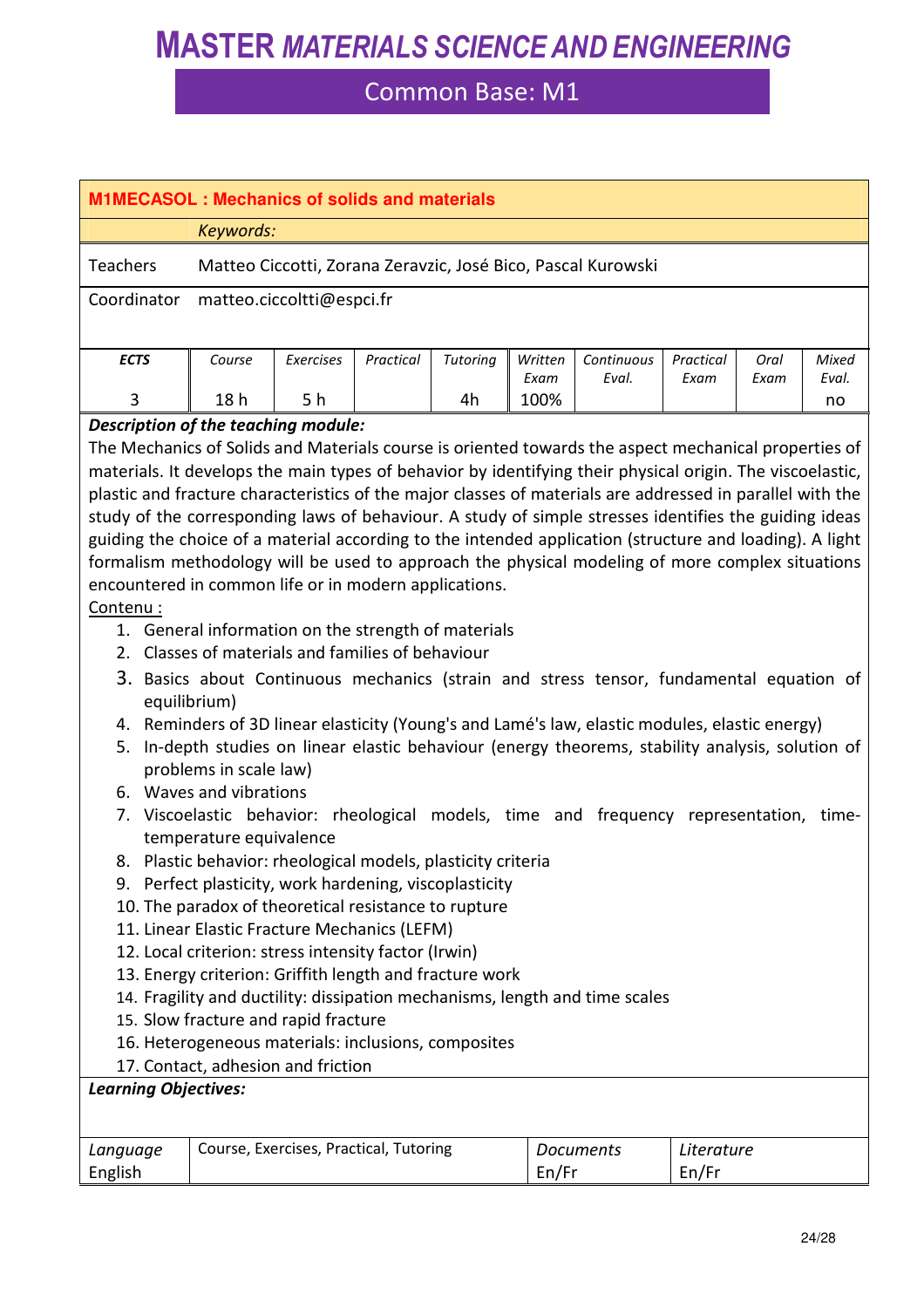# MASTER *MATERIALS SCIENCE AND ENGINEERING*

## Common Base: M1

| **M1MECASOL : Mechanics of solids and materials** | | | | | | | | | |
|---|---|---|---|---|---|---|---|---|---|
| | *Keywords:* | | | | | | | | |
| Teachers | Matteo Ciccotti, Zorana Zeravzic, José Bico, Pascal Kurowski | | | | | | | | |
| Coordinator | matteo.ciccoltti@espci.fr | | | | | | | | |

| *ECTS* | *Course* | *Exercises* | *Practical* | *Tutoring* | *Written Exam* | *Continuous Eval.* | *Practical Exam* | *Oral Exam* | *Mixed Eval.* |
|---|---|---|---|---|---|---|---|---|---|
| 3 | 18 h | 5 h | | 4h | 100% | | | | no |

***Description of the teaching module:***

The Mechanics of Solids and Materials course is oriented towards the aspect mechanical properties of materials. It develops the main types of behavior by identifying their physical origin. The viscoelastic, plastic and fracture characteristics of the major classes of materials are addressed in parallel with the study of the corresponding laws of behaviour. A study of simple stresses identifies the guiding ideas guiding the choice of a material according to the intended application (structure and loading). A light formalism methodology will be used to approach the physical modeling of more complex situations encountered in common life or in modern applications.

Contenu :

1. General information on the strength of materials
2. Classes of materials and families of behaviour
3. Basics about Continuous mechanics (strain and stress tensor, fundamental equation of equilibrium)
4. Reminders of 3D linear elasticity (Young's and Lamé's law, elastic modules, elastic energy)
5. In-depth studies on linear elastic behaviour (energy theorems, stability analysis, solution of problems in scale law)
6. Waves and vibrations
7. Viscoelastic behavior: rheological models, time and frequency representation, time-temperature equivalence
8. Plastic behavior: rheological models, plasticity criteria
9. Perfect plasticity, work hardening, viscoplasticity
10. The paradox of theoretical resistance to rupture
11. Linear Elastic Fracture Mechanics (LEFM)
12. Local criterion: stress intensity factor (Irwin)
13. Energy criterion: Griffith length and fracture work
14. Fragility and ductility: dissipation mechanisms, length and time scales
15. Slow fracture and rapid fracture
16. Heterogeneous materials: inclusions, composites
17. Contact, adhesion and friction

***Learning Objectives:***

| *Language* | Course, Exercises, Practical, Tutoring | *Documents* | *Literature* |
|---|---|---|---|
| English | | En/Fr | En/Fr |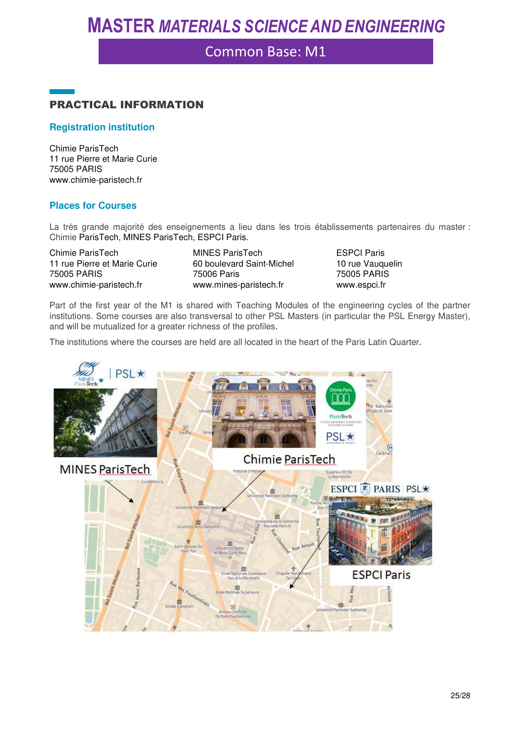# MASTER *MATERIALS SCIENCE AND ENGINEERING*

## Common Base: M1

## PRACTICAL INFORMATION

### Registration institution

Chimie ParisTech
11 rue Pierre et Marie Curie
75005 PARIS
www.chimie-paristech.fr

### Places for Courses

La très grande majorité des enseignements a lieu dans les trois établissements partenaires du master : Chimie ParisTech, MINES ParisTech, ESPCI Paris.

Chimie ParisTech
11 rue Pierre et Marie Curie
75005 PARIS
www.chimie-paristech.fr

MINES ParisTech
60 boulevard Saint-Michel
75006 Paris
www.mines-paristech.fr

ESPCI Paris
10 rue Vauquelin
75005 PARIS
www.espci.fr

Part of the first year of the M1 is shared with Teaching Modules of the engineering cycles of the partner institutions. Some courses are also transversal to other PSL Masters (in particular the PSL Energy Master), and will be mutualized for a greater richness of the profiles.

The institutions where the courses are held are all located in the heart of the Paris Latin Quarter.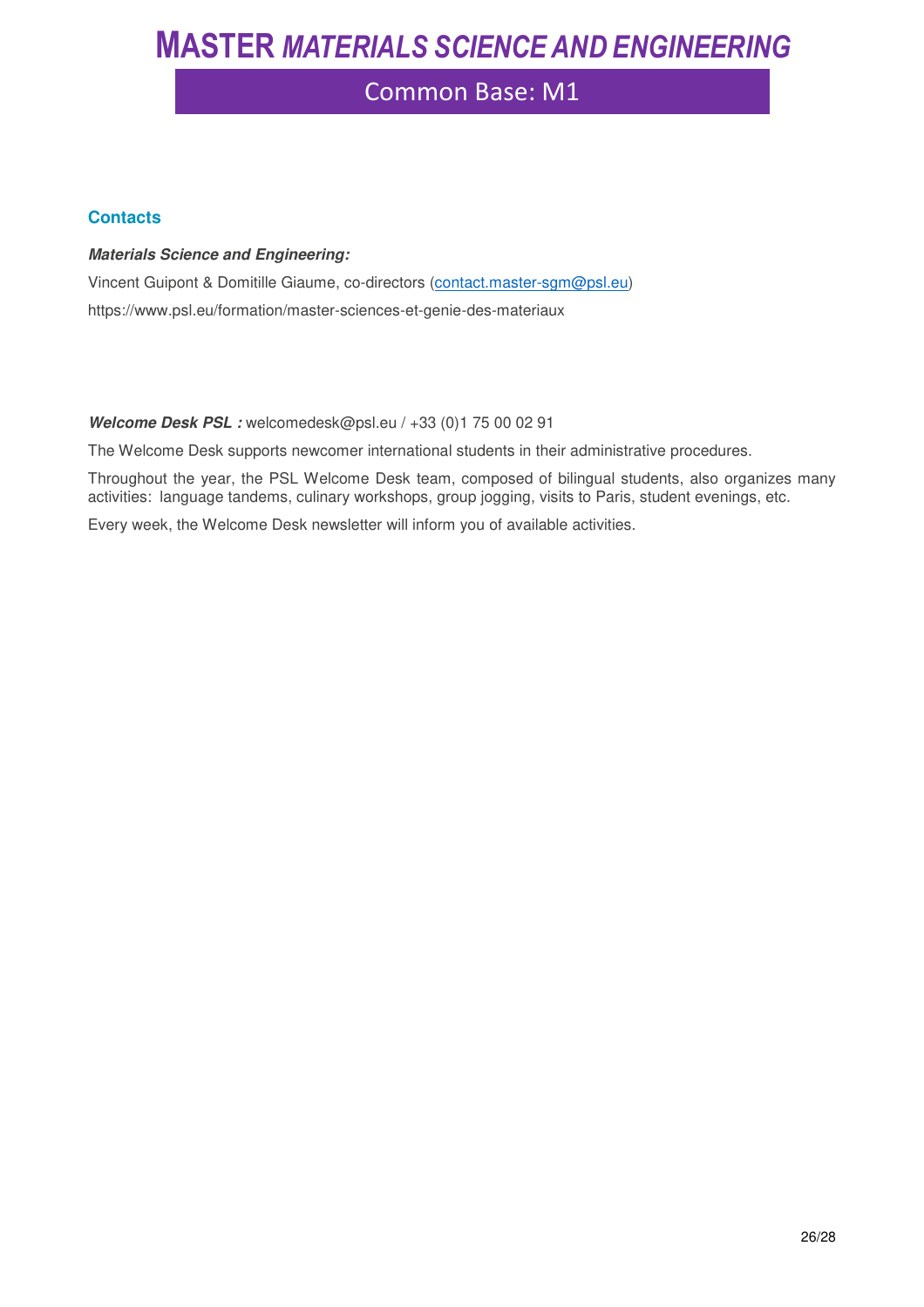## Contacts

***Materials Science and Engineering:***

Vincent Guipont & Domitille Giaume, co-directors (contact.master-sgm@psl.eu)

https://www.psl.eu/formation/master-sciences-et-genie-des-materiaux

***Welcome Desk PSL :*** welcomedesk@psl.eu / +33 (0)1 75 00 02 91

The Welcome Desk supports newcomer international students in their administrative procedures.

Throughout the year, the PSL Welcome Desk team, composed of bilingual students, also organizes many activities: language tandems, culinary workshops, group jogging, visits to Paris, student evenings, etc.

Every week, the Welcome Desk newsletter will inform you of available activities.